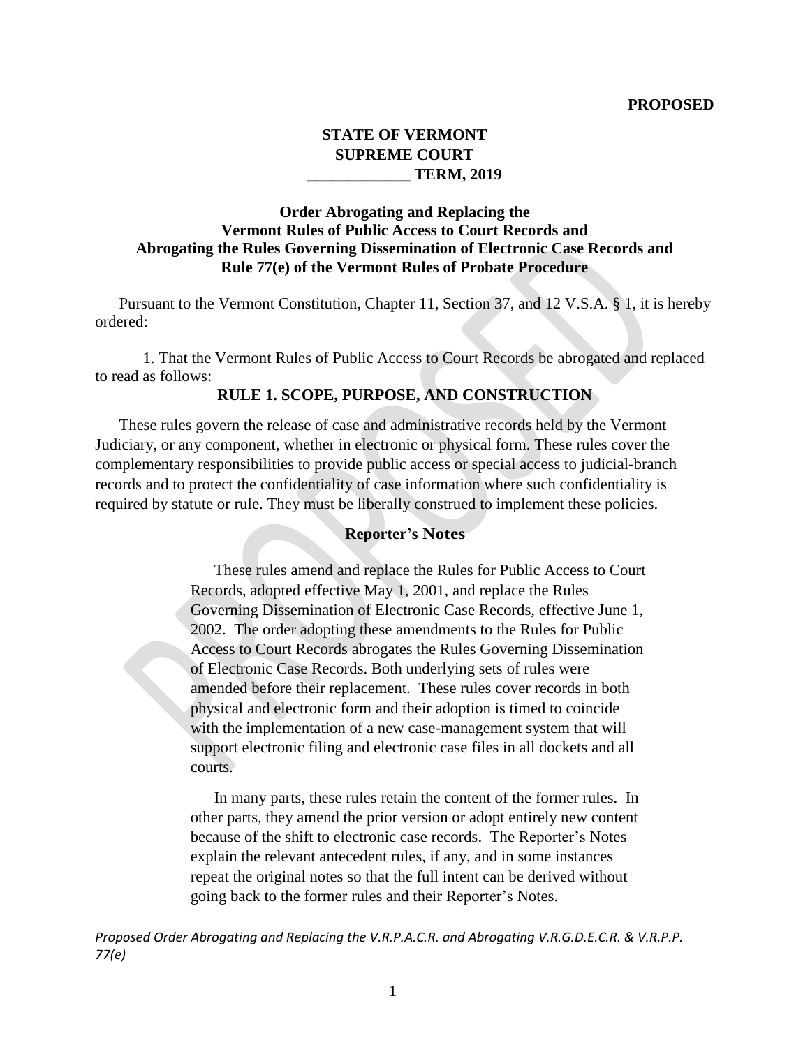**PROPOSED**

**STATE OF VERMONT**
**SUPREME COURT**
**_____________ TERM, 2019**

**Order Abrogating and Replacing the Vermont Rules of Public Access to Court Records and Abrogating the Rules Governing Dissemination of Electronic Case Records and Rule 77(e) of the Vermont Rules of Probate Procedure**

Pursuant to the Vermont Constitution, Chapter 11, Section 37, and 12 V.S.A. § 1, it is hereby ordered:

1. That the Vermont Rules of Public Access to Court Records be abrogated and replaced to read as follows:

## RULE 1. SCOPE, PURPOSE, AND CONSTRUCTION

These rules govern the release of case and administrative records held by the Vermont Judiciary, or any component, whether in electronic or physical form. These rules cover the complementary responsibilities to provide public access or special access to judicial-branch records and to protect the confidentiality of case information where such confidentiality is required by statute or rule. They must be liberally construed to implement these policies.

### Reporter's Notes

> These rules amend and replace the Rules for Public Access to Court Records, adopted effective May 1, 2001, and replace the Rules Governing Dissemination of Electronic Case Records, effective June 1, 2002. The order adopting these amendments to the Rules for Public Access to Court Records abrogates the Rules Governing Dissemination of Electronic Case Records. Both underlying sets of rules were amended before their replacement. These rules cover records in both physical and electronic form and their adoption is timed to coincide with the implementation of a new case-management system that will support electronic filing and electronic case files in all dockets and all courts.
>
> In many parts, these rules retain the content of the former rules. In other parts, they amend the prior version or adopt entirely new content because of the shift to electronic case records. The Reporter's Notes explain the relevant antecedent rules, if any, and in some instances repeat the original notes so that the full intent can be derived without going back to the former rules and their Reporter's Notes.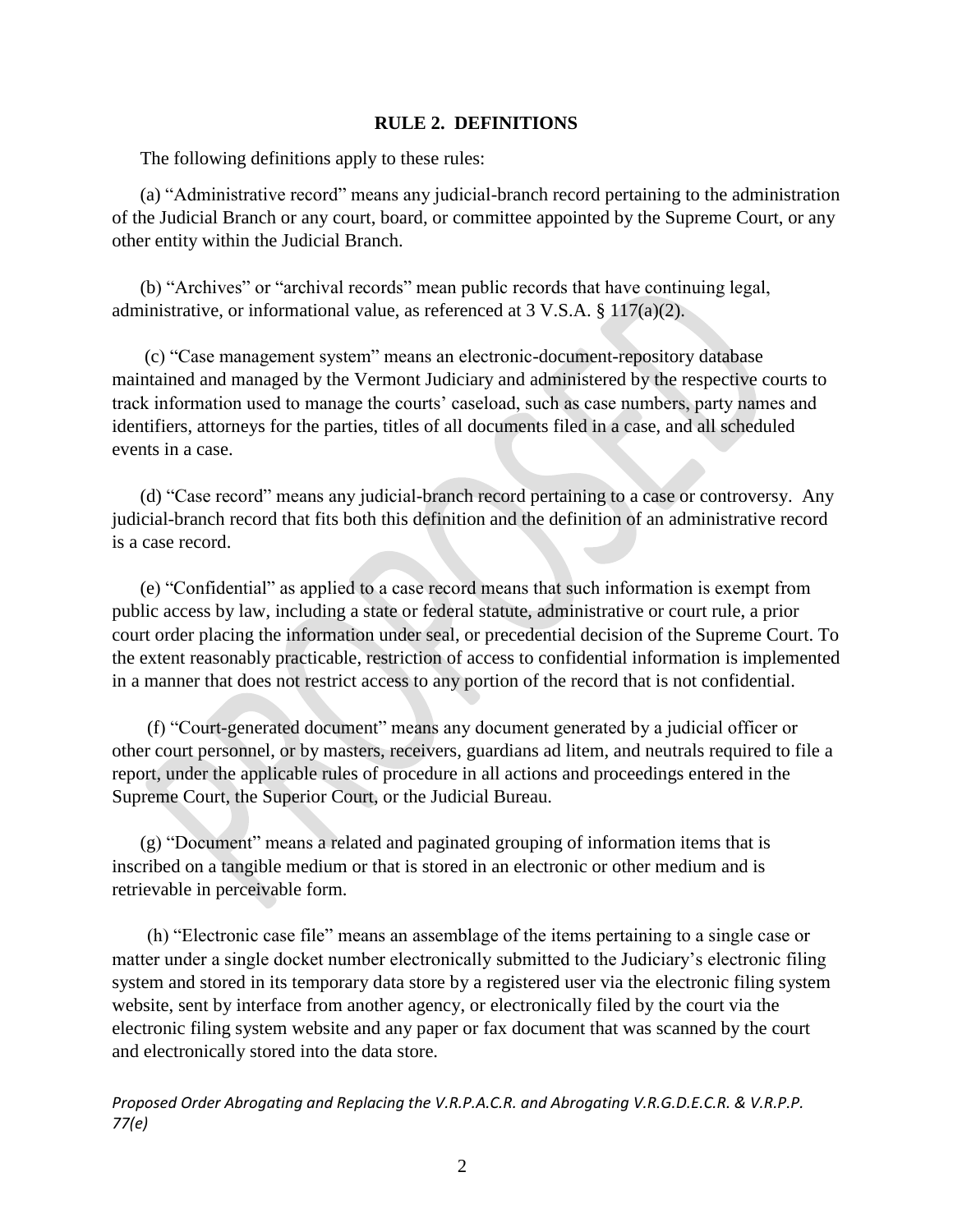## RULE 2. DEFINITIONS

The following definitions apply to these rules:

(a) "Administrative record" means any judicial-branch record pertaining to the administration of the Judicial Branch or any court, board, or committee appointed by the Supreme Court, or any other entity within the Judicial Branch.

(b) "Archives" or "archival records" mean public records that have continuing legal, administrative, or informational value, as referenced at 3 V.S.A. § 117(a)(2).

(c) "Case management system" means an electronic-document-repository database maintained and managed by the Vermont Judiciary and administered by the respective courts to track information used to manage the courts' caseload, such as case numbers, party names and identifiers, attorneys for the parties, titles of all documents filed in a case, and all scheduled events in a case.

(d) "Case record" means any judicial-branch record pertaining to a case or controversy. Any judicial-branch record that fits both this definition and the definition of an administrative record is a case record.

(e) "Confidential" as applied to a case record means that such information is exempt from public access by law, including a state or federal statute, administrative or court rule, a prior court order placing the information under seal, or precedential decision of the Supreme Court. To the extent reasonably practicable, restriction of access to confidential information is implemented in a manner that does not restrict access to any portion of the record that is not confidential.

(f) "Court-generated document" means any document generated by a judicial officer or other court personnel, or by masters, receivers, guardians ad litem, and neutrals required to file a report, under the applicable rules of procedure in all actions and proceedings entered in the Supreme Court, the Superior Court, or the Judicial Bureau.

(g) "Document" means a related and paginated grouping of information items that is inscribed on a tangible medium or that is stored in an electronic or other medium and is retrievable in perceivable form.

(h) "Electronic case file" means an assemblage of the items pertaining to a single case or matter under a single docket number electronically submitted to the Judiciary's electronic filing system and stored in its temporary data store by a registered user via the electronic filing system website, sent by interface from another agency, or electronically filed by the court via the electronic filing system website and any paper or fax document that was scanned by the court and electronically stored into the data store.

*Proposed Order Abrogating and Replacing the V.R.P.A.C.R. and Abrogating V.R.G.D.E.C.R. & V.R.P.P. 77(e)*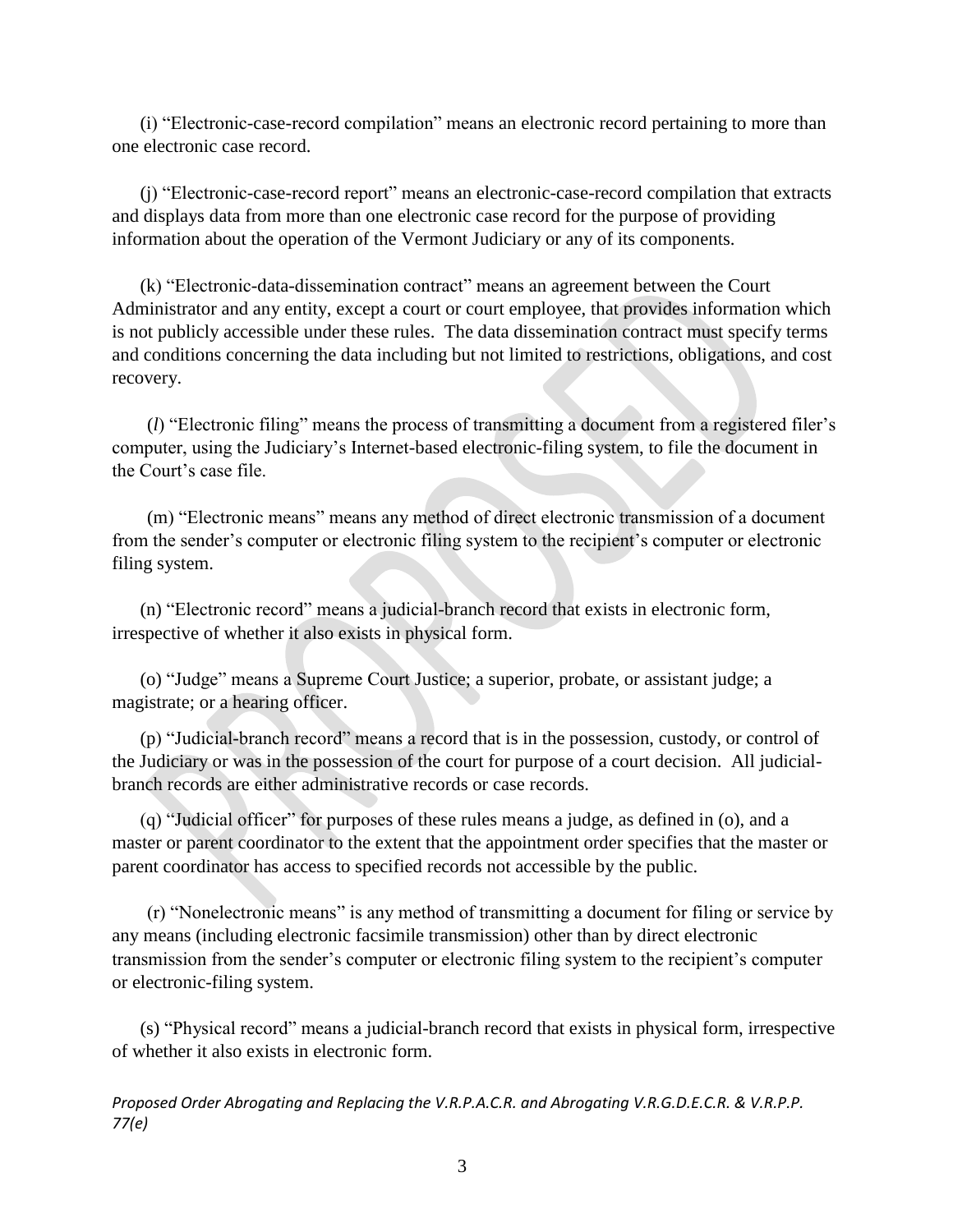(i) "Electronic-case-record compilation" means an electronic record pertaining to more than one electronic case record.

(j) "Electronic-case-record report" means an electronic-case-record compilation that extracts and displays data from more than one electronic case record for the purpose of providing information about the operation of the Vermont Judiciary or any of its components.

(k) "Electronic-data-dissemination contract" means an agreement between the Court Administrator and any entity, except a court or court employee, that provides information which is not publicly accessible under these rules. The data dissemination contract must specify terms and conditions concerning the data including but not limited to restrictions, obligations, and cost recovery.

(*l*) "Electronic filing" means the process of transmitting a document from a registered filer's computer, using the Judiciary's Internet-based electronic-filing system, to file the document in the Court's case file.

(m) "Electronic means" means any method of direct electronic transmission of a document from the sender's computer or electronic filing system to the recipient's computer or electronic filing system.

(n) "Electronic record" means a judicial-branch record that exists in electronic form, irrespective of whether it also exists in physical form.

(o) "Judge" means a Supreme Court Justice; a superior, probate, or assistant judge; a magistrate; or a hearing officer.

(p) "Judicial-branch record" means a record that is in the possession, custody, or control of the Judiciary or was in the possession of the court for purpose of a court decision. All judicial-branch records are either administrative records or case records.

(q) "Judicial officer" for purposes of these rules means a judge, as defined in (o), and a master or parent coordinator to the extent that the appointment order specifies that the master or parent coordinator has access to specified records not accessible by the public.

(r) "Nonelectronic means" is any method of transmitting a document for filing or service by any means (including electronic facsimile transmission) other than by direct electronic transmission from the sender's computer or electronic filing system to the recipient's computer or electronic-filing system.

(s) "Physical record" means a judicial-branch record that exists in physical form, irrespective of whether it also exists in electronic form.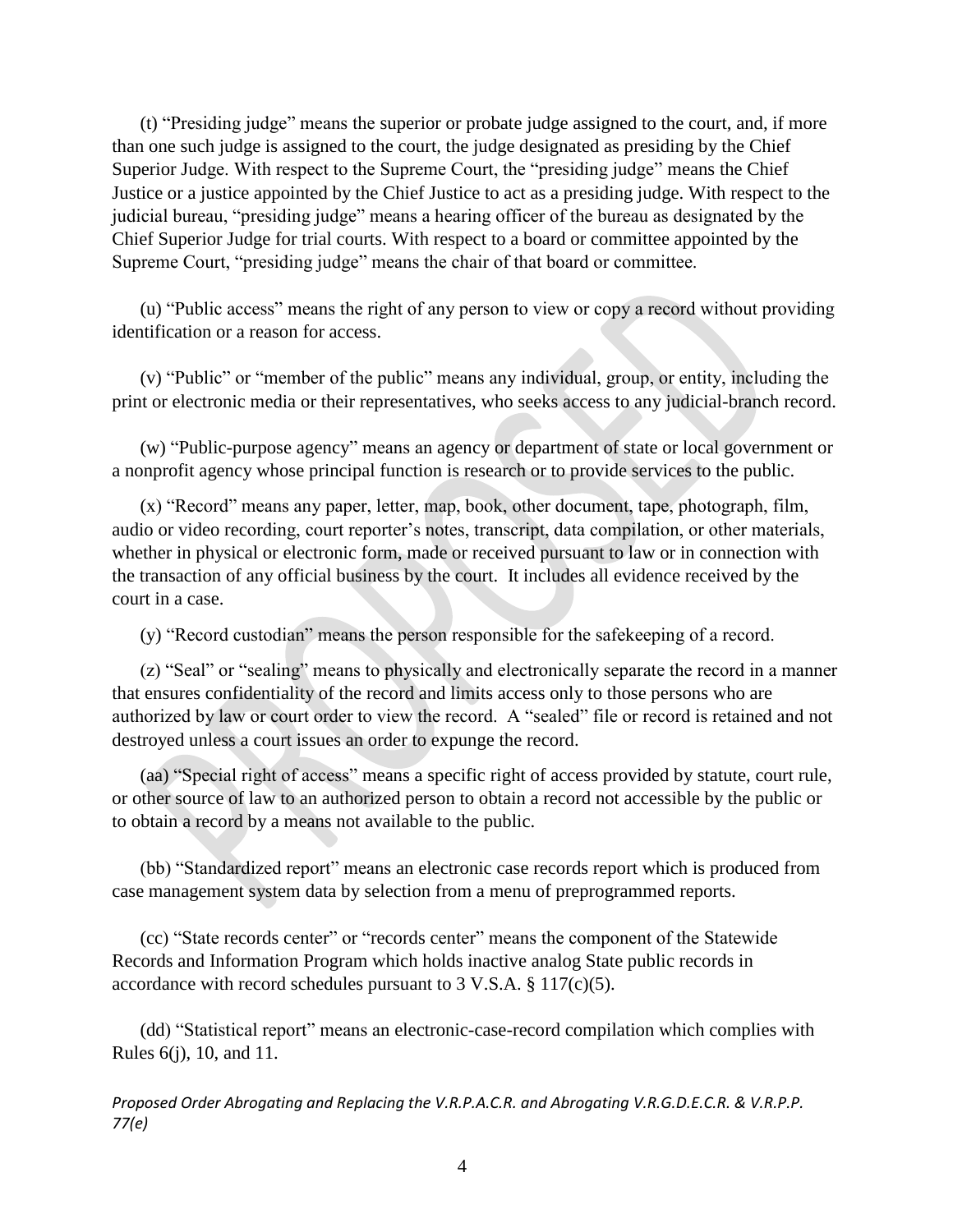(t) “Presiding judge” means the superior or probate judge assigned to the court, and, if more than one such judge is assigned to the court, the judge designated as presiding by the Chief Superior Judge. With respect to the Supreme Court, the “presiding judge” means the Chief Justice or a justice appointed by the Chief Justice to act as a presiding judge. With respect to the judicial bureau, “presiding judge” means a hearing officer of the bureau as designated by the Chief Superior Judge for trial courts. With respect to a board or committee appointed by the Supreme Court, “presiding judge” means the chair of that board or committee.

(u) “Public access” means the right of any person to view or copy a record without providing identification or a reason for access.

(v) “Public” or “member of the public” means any individual, group, or entity, including the print or electronic media or their representatives, who seeks access to any judicial-branch record.

(w) “Public-purpose agency” means an agency or department of state or local government or a nonprofit agency whose principal function is research or to provide services to the public.

(x) “Record” means any paper, letter, map, book, other document, tape, photograph, film, audio or video recording, court reporter’s notes, transcript, data compilation, or other materials, whether in physical or electronic form, made or received pursuant to law or in connection with the transaction of any official business by the court. It includes all evidence received by the court in a case.

(y) “Record custodian” means the person responsible for the safekeeping of a record.

(z) “Seal” or “sealing” means to physically and electronically separate the record in a manner that ensures confidentiality of the record and limits access only to those persons who are authorized by law or court order to view the record. A “sealed” file or record is retained and not destroyed unless a court issues an order to expunge the record.

(aa) “Special right of access” means a specific right of access provided by statute, court rule, or other source of law to an authorized person to obtain a record not accessible by the public or to obtain a record by a means not available to the public.

(bb) “Standardized report” means an electronic case records report which is produced from case management system data by selection from a menu of preprogrammed reports.

(cc) “State records center” or “records center” means the component of the Statewide Records and Information Program which holds inactive analog State public records in accordance with record schedules pursuant to 3 V.S.A. § 117(c)(5).

(dd) “Statistical report” means an electronic-case-record compilation which complies with Rules 6(j), 10, and 11.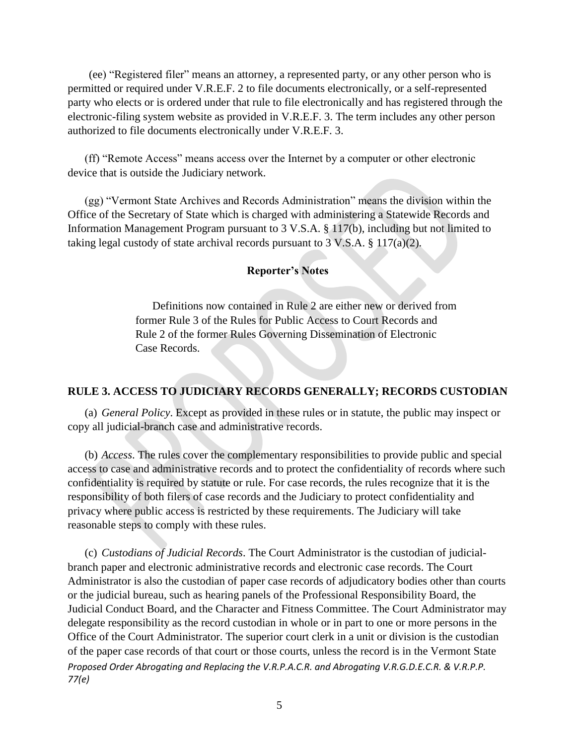(ee) "Registered filer" means an attorney, a represented party, or any other person who is permitted or required under V.R.E.F. 2 to file documents electronically, or a self-represented party who elects or is ordered under that rule to file electronically and has registered through the electronic-filing system website as provided in V.R.E.F. 3. The term includes any other person authorized to file documents electronically under V.R.E.F. 3.

(ff) "Remote Access" means access over the Internet by a computer or other electronic device that is outside the Judiciary network.

(gg) "Vermont State Archives and Records Administration" means the division within the Office of the Secretary of State which is charged with administering a Statewide Records and Information Management Program pursuant to 3 V.S.A. § 117(b), including but not limited to taking legal custody of state archival records pursuant to 3 V.S.A. § 117(a)(2).

**Reporter's Notes**

Definitions now contained in Rule 2 are either new or derived from former Rule 3 of the Rules for Public Access to Court Records and Rule 2 of the former Rules Governing Dissemination of Electronic Case Records.

## RULE 3. ACCESS TO JUDICIARY RECORDS GENERALLY; RECORDS CUSTODIAN

(a) *General Policy*. Except as provided in these rules or in statute, the public may inspect or copy all judicial-branch case and administrative records.

(b) *Access*. The rules cover the complementary responsibilities to provide public and special access to case and administrative records and to protect the confidentiality of records where such confidentiality is required by statute or rule. For case records, the rules recognize that it is the responsibility of both filers of case records and the Judiciary to protect confidentiality and privacy where public access is restricted by these requirements. The Judiciary will take reasonable steps to comply with these rules.

(c) *Custodians of Judicial Records*. The Court Administrator is the custodian of judicial-branch paper and electronic administrative records and electronic case records. The Court Administrator is also the custodian of paper case records of adjudicatory bodies other than courts or the judicial bureau, such as hearing panels of the Professional Responsibility Board, the Judicial Conduct Board, and the Character and Fitness Committee. The Court Administrator may delegate responsibility as the record custodian in whole or in part to one or more persons in the Office of the Court Administrator. The superior court clerk in a unit or division is the custodian of the paper case records of that court or those courts, unless the record is in the Vermont State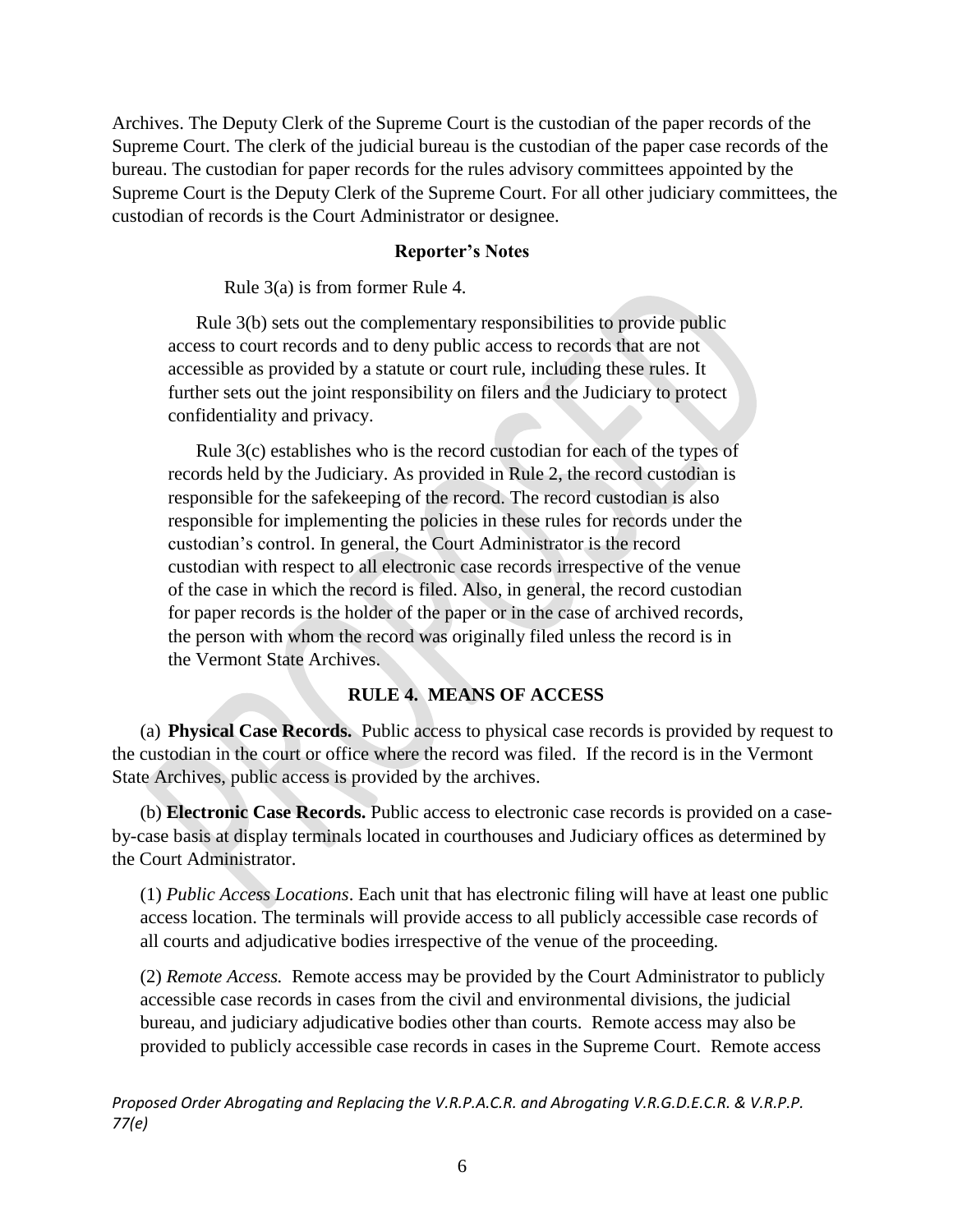Archives. The Deputy Clerk of the Supreme Court is the custodian of the paper records of the Supreme Court. The clerk of the judicial bureau is the custodian of the paper case records of the bureau. The custodian for paper records for the rules advisory committees appointed by the Supreme Court is the Deputy Clerk of the Supreme Court. For all other judiciary committees, the custodian of records is the Court Administrator or designee.

**Reporter's Notes**

Rule 3(a) is from former Rule 4.

Rule 3(b) sets out the complementary responsibilities to provide public access to court records and to deny public access to records that are not accessible as provided by a statute or court rule, including these rules. It further sets out the joint responsibility on filers and the Judiciary to protect confidentiality and privacy.

Rule 3(c) establishes who is the record custodian for each of the types of records held by the Judiciary. As provided in Rule 2, the record custodian is responsible for the safekeeping of the record. The record custodian is also responsible for implementing the policies in these rules for records under the custodian's control. In general, the Court Administrator is the record custodian with respect to all electronic case records irrespective of the venue of the case in which the record is filed. Also, in general, the record custodian for paper records is the holder of the paper or in the case of archived records, the person with whom the record was originally filed unless the record is in the Vermont State Archives.

## RULE 4. MEANS OF ACCESS

(a) **Physical Case Records.** Public access to physical case records is provided by request to the custodian in the court or office where the record was filed. If the record is in the Vermont State Archives, public access is provided by the archives.

(b) **Electronic Case Records.** Public access to electronic case records is provided on a case-by-case basis at display terminals located in courthouses and Judiciary offices as determined by the Court Administrator.

(1) *Public Access Locations*. Each unit that has electronic filing will have at least one public access location. The terminals will provide access to all publicly accessible case records of all courts and adjudicative bodies irrespective of the venue of the proceeding.

(2) *Remote Access.* Remote access may be provided by the Court Administrator to publicly accessible case records in cases from the civil and environmental divisions, the judicial bureau, and judiciary adjudicative bodies other than courts. Remote access may also be provided to publicly accessible case records in cases in the Supreme Court. Remote access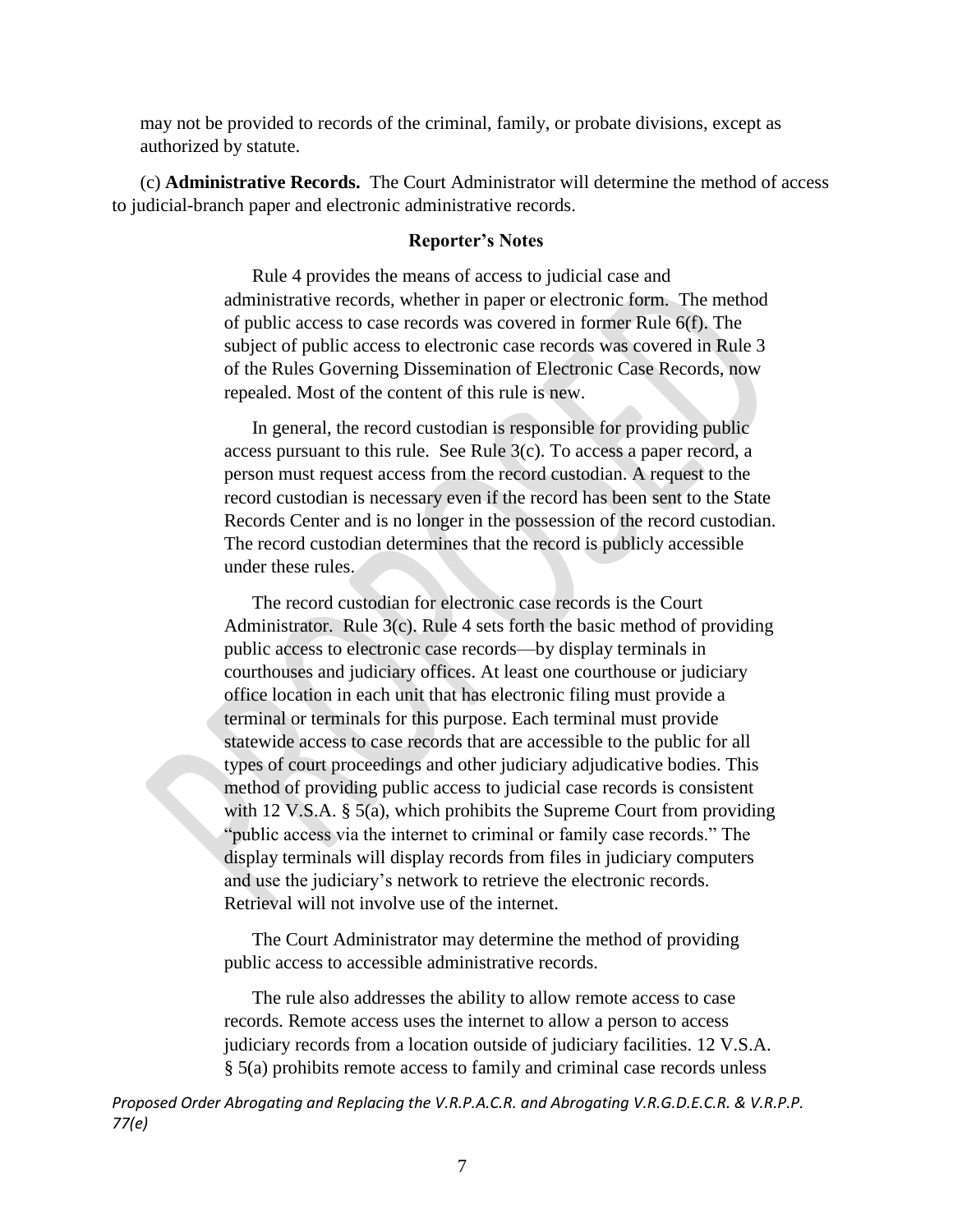may not be provided to records of the criminal, family, or probate divisions, except as authorized by statute.

(c) **Administrative Records.** The Court Administrator will determine the method of access to judicial-branch paper and electronic administrative records.

**Reporter's Notes**

Rule 4 provides the means of access to judicial case and administrative records, whether in paper or electronic form. The method of public access to case records was covered in former Rule 6(f). The subject of public access to electronic case records was covered in Rule 3 of the Rules Governing Dissemination of Electronic Case Records, now repealed. Most of the content of this rule is new.

In general, the record custodian is responsible for providing public access pursuant to this rule. See Rule 3(c). To access a paper record, a person must request access from the record custodian. A request to the record custodian is necessary even if the record has been sent to the State Records Center and is no longer in the possession of the record custodian. The record custodian determines that the record is publicly accessible under these rules.

The record custodian for electronic case records is the Court Administrator. Rule 3(c). Rule 4 sets forth the basic method of providing public access to electronic case records—by display terminals in courthouses and judiciary offices. At least one courthouse or judiciary office location in each unit that has electronic filing must provide a terminal or terminals for this purpose. Each terminal must provide statewide access to case records that are accessible to the public for all types of court proceedings and other judiciary adjudicative bodies. This method of providing public access to judicial case records is consistent with 12 V.S.A. § 5(a), which prohibits the Supreme Court from providing "public access via the internet to criminal or family case records." The display terminals will display records from files in judiciary computers and use the judiciary's network to retrieve the electronic records. Retrieval will not involve use of the internet.

The Court Administrator may determine the method of providing public access to accessible administrative records.

The rule also addresses the ability to allow remote access to case records. Remote access uses the internet to allow a person to access judiciary records from a location outside of judiciary facilities. 12 V.S.A. § 5(a) prohibits remote access to family and criminal case records unless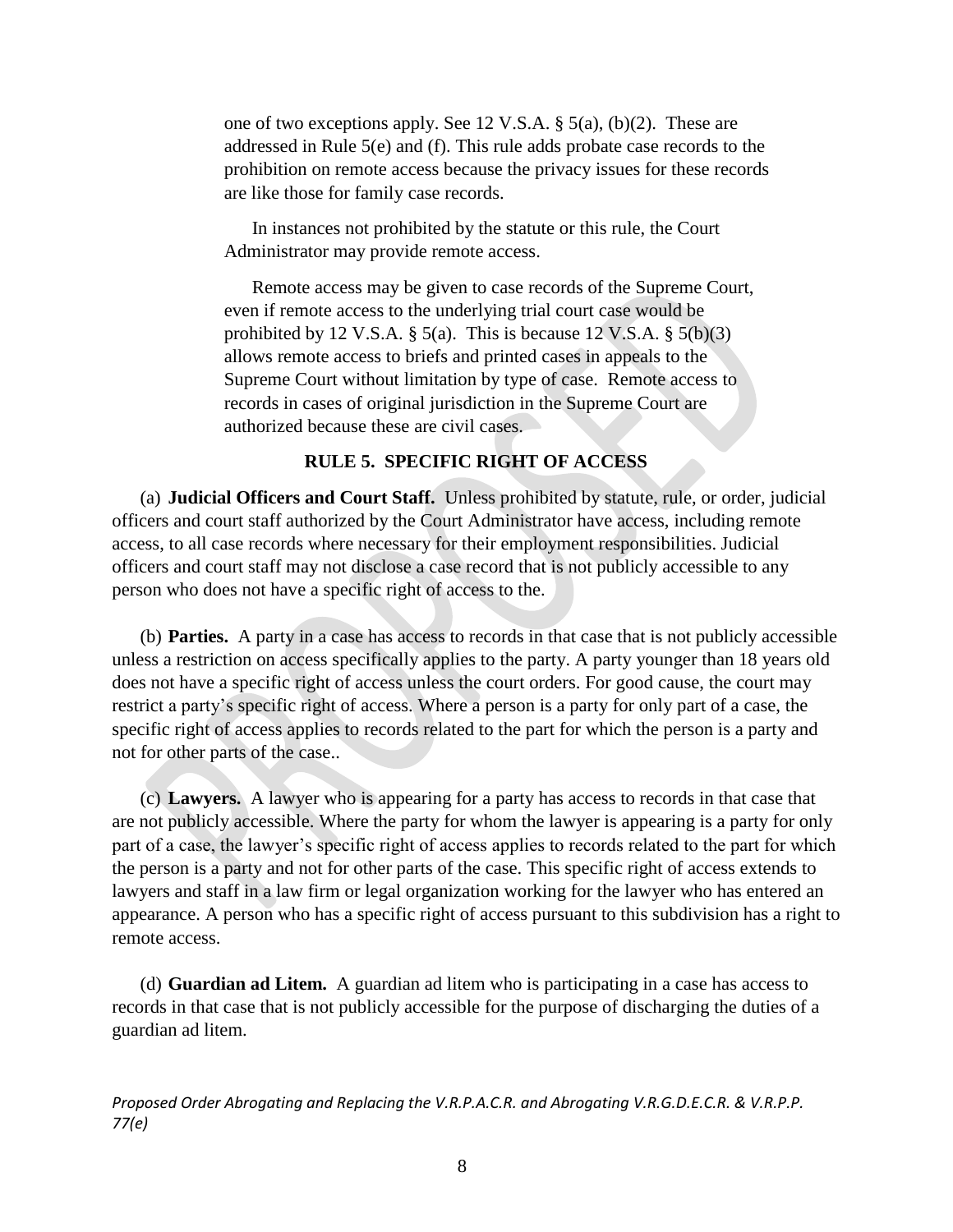one of two exceptions apply. See 12 V.S.A. § 5(a), (b)(2). These are addressed in Rule 5(e) and (f). This rule adds probate case records to the prohibition on remote access because the privacy issues for these records are like those for family case records.

In instances not prohibited by the statute or this rule, the Court Administrator may provide remote access.

Remote access may be given to case records of the Supreme Court, even if remote access to the underlying trial court case would be prohibited by 12 V.S.A. § 5(a). This is because 12 V.S.A. § 5(b)(3) allows remote access to briefs and printed cases in appeals to the Supreme Court without limitation by type of case. Remote access to records in cases of original jurisdiction in the Supreme Court are authorized because these are civil cases.

## RULE 5. SPECIFIC RIGHT OF ACCESS

(a) **Judicial Officers and Court Staff.** Unless prohibited by statute, rule, or order, judicial officers and court staff authorized by the Court Administrator have access, including remote access, to all case records where necessary for their employment responsibilities. Judicial officers and court staff may not disclose a case record that is not publicly accessible to any person who does not have a specific right of access to the.

(b) **Parties.** A party in a case has access to records in that case that is not publicly accessible unless a restriction on access specifically applies to the party. A party younger than 18 years old does not have a specific right of access unless the court orders. For good cause, the court may restrict a party's specific right of access. Where a person is a party for only part of a case, the specific right of access applies to records related to the part for which the person is a party and not for other parts of the case..

(c) **Lawyers.** A lawyer who is appearing for a party has access to records in that case that are not publicly accessible. Where the party for whom the lawyer is appearing is a party for only part of a case, the lawyer's specific right of access applies to records related to the part for which the person is a party and not for other parts of the case. This specific right of access extends to lawyers and staff in a law firm or legal organization working for the lawyer who has entered an appearance. A person who has a specific right of access pursuant to this subdivision has a right to remote access.

(d) **Guardian ad Litem.** A guardian ad litem who is participating in a case has access to records in that case that is not publicly accessible for the purpose of discharging the duties of a guardian ad litem.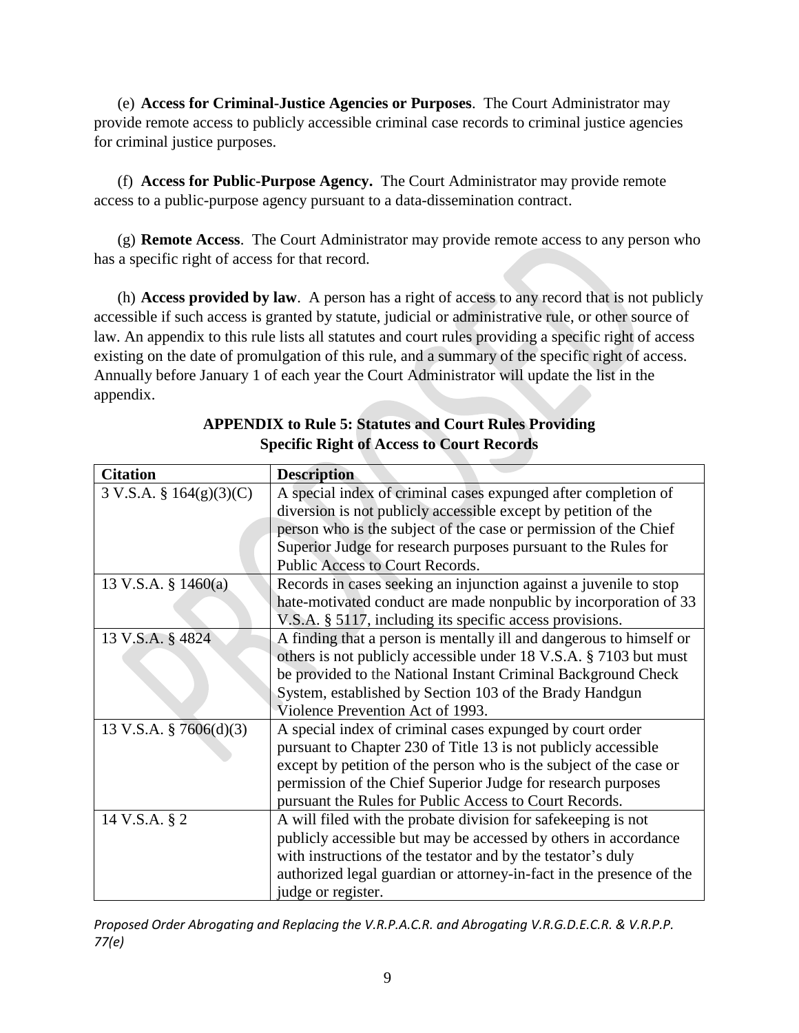(e) **Access for Criminal-Justice Agencies or Purposes**. The Court Administrator may provide remote access to publicly accessible criminal case records to criminal justice agencies for criminal justice purposes.

(f) **Access for Public-Purpose Agency.** The Court Administrator may provide remote access to a public-purpose agency pursuant to a data-dissemination contract.

(g) **Remote Access**. The Court Administrator may provide remote access to any person who has a specific right of access for that record.

(h) **Access provided by law**. A person has a right of access to any record that is not publicly accessible if such access is granted by statute, judicial or administrative rule, or other source of law. An appendix to this rule lists all statutes and court rules providing a specific right of access existing on the date of promulgation of this rule, and a summary of the specific right of access. Annually before January 1 of each year the Court Administrator will update the list in the appendix.

**APPENDIX to Rule 5: Statutes and Court Rules Providing Specific Right of Access to Court Records**

| Citation | Description |
|---|---|
| 3 V.S.A. § 164(g)(3)(C) | A special index of criminal cases expunged after completion of diversion is not publicly accessible except by petition of the person who is the subject of the case or permission of the Chief Superior Judge for research purposes pursuant to the Rules for Public Access to Court Records. |
| 13 V.S.A. § 1460(a) | Records in cases seeking an injunction against a juvenile to stop hate-motivated conduct are made nonpublic by incorporation of 33 V.S.A. § 5117, including its specific access provisions. |
| 13 V.S.A. § 4824 | A finding that a person is mentally ill and dangerous to himself or others is not publicly accessible under 18 V.S.A. § 7103 but must be provided to the National Instant Criminal Background Check System, established by Section 103 of the Brady Handgun Violence Prevention Act of 1993. |
| 13 V.S.A. § 7606(d)(3) | A special index of criminal cases expunged by court order pursuant to Chapter 230 of Title 13 is not publicly accessible except by petition of the person who is the subject of the case or permission of the Chief Superior Judge for research purposes pursuant the Rules for Public Access to Court Records. |
| 14 V.S.A. § 2 | A will filed with the probate division for safekeeping is not publicly accessible but may be accessed by others in accordance with instructions of the testator and by the testator's duly authorized legal guardian or attorney-in-fact in the presence of the judge or register. |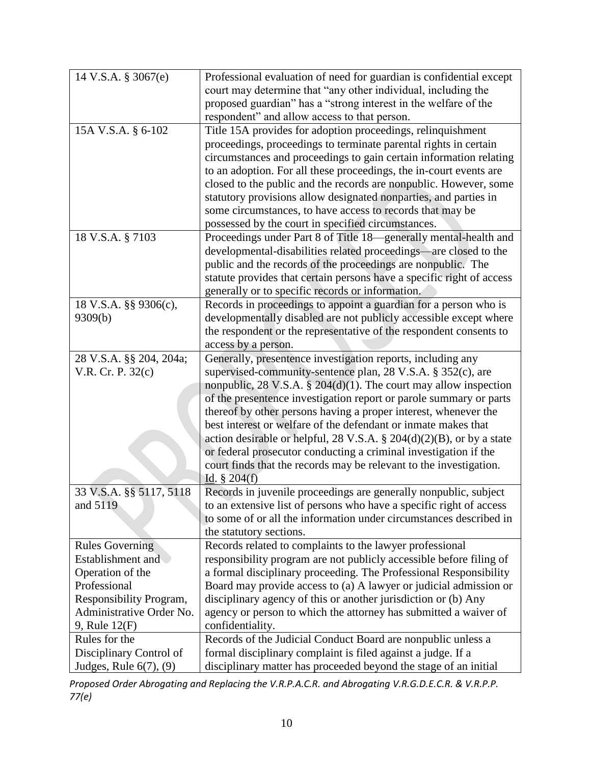| | |
|---|---|
| 14 V.S.A. § 3067(e) | Professional evaluation of need for guardian is confidential except court may determine that "any other individual, including the proposed guardian" has a "strong interest in the welfare of the respondent" and allow access to that person. |
| 15A V.S.A. § 6-102 | Title 15A provides for adoption proceedings, relinquishment proceedings, proceedings to terminate parental rights in certain circumstances and proceedings to gain certain information relating to an adoption. For all these proceedings, the in-court events are closed to the public and the records are nonpublic. However, some statutory provisions allow designated nonparties, and parties in some circumstances, to have access to records that may be possessed by the court in specified circumstances. |
| 18 V.S.A. § 7103 | Proceedings under Part 8 of Title 18—generally mental-health and developmental-disabilities related proceedings—are closed to the public and the records of the proceedings are nonpublic. The statute provides that certain persons have a specific right of access generally or to specific records or information. |
| 18 V.S.A. §§ 9306(c), 9309(b) | Records in proceedings to appoint a guardian for a person who is developmentally disabled are not publicly accessible except where the respondent or the representative of the respondent consents to access by a person. |
| 28 V.S.A. §§ 204, 204a; V.R. Cr. P. 32(c) | Generally, presentence investigation reports, including any supervised-community-sentence plan, 28 V.S.A. § 352(c), are nonpublic, 28 V.S.A. § 204(d)(1). The court may allow inspection of the presentence investigation report or parole summary or parts thereof by other persons having a proper interest, whenever the best interest or welfare of the defendant or inmate makes that action desirable or helpful, 28 V.S.A. § 204(d)(2)(B), or by a state or federal prosecutor conducting a criminal investigation if the court finds that the records may be relevant to the investigation. Id. § 204(f) |
| 33 V.S.A. §§ 5117, 5118 and 5119 | Records in juvenile proceedings are generally nonpublic, subject to an extensive list of persons who have a specific right of access to some of or all the information under circumstances described in the statutory sections. |
| Rules Governing Establishment and Operation of the Professional Responsibility Program, Administrative Order No. 9, Rule 12(F) | Records related to complaints to the lawyer professional responsibility program are not publicly accessible before filing of a formal disciplinary proceeding. The Professional Responsibility Board may provide access to (a) A lawyer or judicial admission or disciplinary agency of this or another jurisdiction or (b) Any agency or person to which the attorney has submitted a waiver of confidentiality. |
| Rules for the Disciplinary Control of Judges, Rule 6(7), (9) | Records of the Judicial Conduct Board are nonpublic unless a formal disciplinary complaint is filed against a judge. If a disciplinary matter has proceeded beyond the stage of an initial |

*Proposed Order Abrogating and Replacing the V.R.P.A.C.R. and Abrogating V.R.G.D.E.C.R. & V.R.P.P. 77(e)*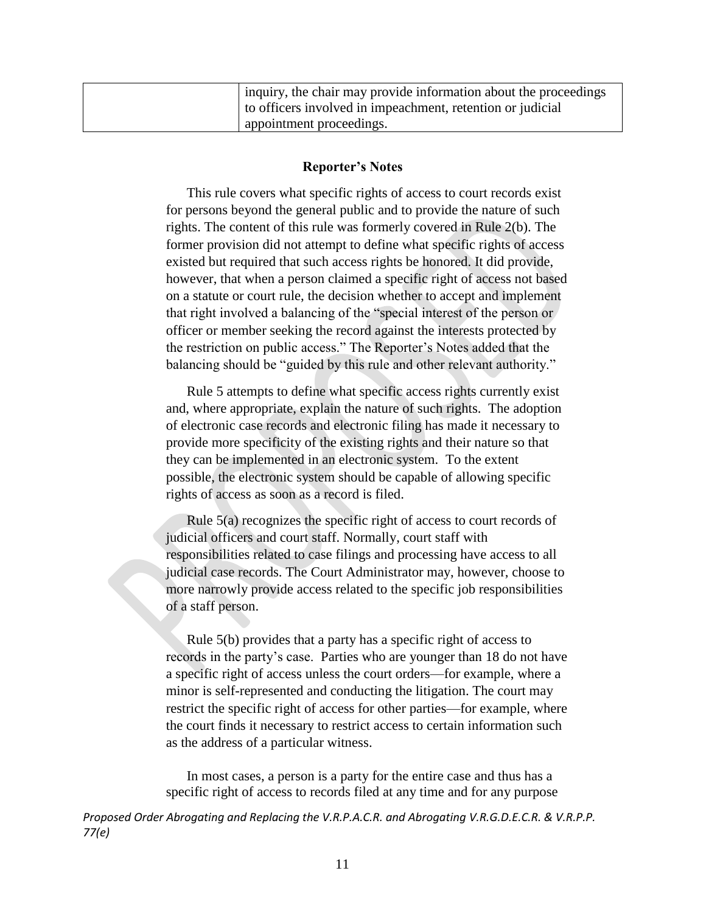| | inquiry, the chair may provide information about the proceedings to officers involved in impeachment, retention or judicial appointment proceedings. |
|---|---|

**Reporter's Notes**

This rule covers what specific rights of access to court records exist for persons beyond the general public and to provide the nature of such rights. The content of this rule was formerly covered in Rule 2(b). The former provision did not attempt to define what specific rights of access existed but required that such access rights be honored. It did provide, however, that when a person claimed a specific right of access not based on a statute or court rule, the decision whether to accept and implement that right involved a balancing of the "special interest of the person or officer or member seeking the record against the interests protected by the restriction on public access." The Reporter's Notes added that the balancing should be "guided by this rule and other relevant authority."

Rule 5 attempts to define what specific access rights currently exist and, where appropriate, explain the nature of such rights. The adoption of electronic case records and electronic filing has made it necessary to provide more specificity of the existing rights and their nature so that they can be implemented in an electronic system. To the extent possible, the electronic system should be capable of allowing specific rights of access as soon as a record is filed.

Rule 5(a) recognizes the specific right of access to court records of judicial officers and court staff. Normally, court staff with responsibilities related to case filings and processing have access to all judicial case records. The Court Administrator may, however, choose to more narrowly provide access related to the specific job responsibilities of a staff person.

Rule 5(b) provides that a party has a specific right of access to records in the party's case. Parties who are younger than 18 do not have a specific right of access unless the court orders—for example, where a minor is self-represented and conducting the litigation. The court may restrict the specific right of access for other parties—for example, where the court finds it necessary to restrict access to certain information such as the address of a particular witness.

In most cases, a person is a party for the entire case and thus has a specific right of access to records filed at any time and for any purpose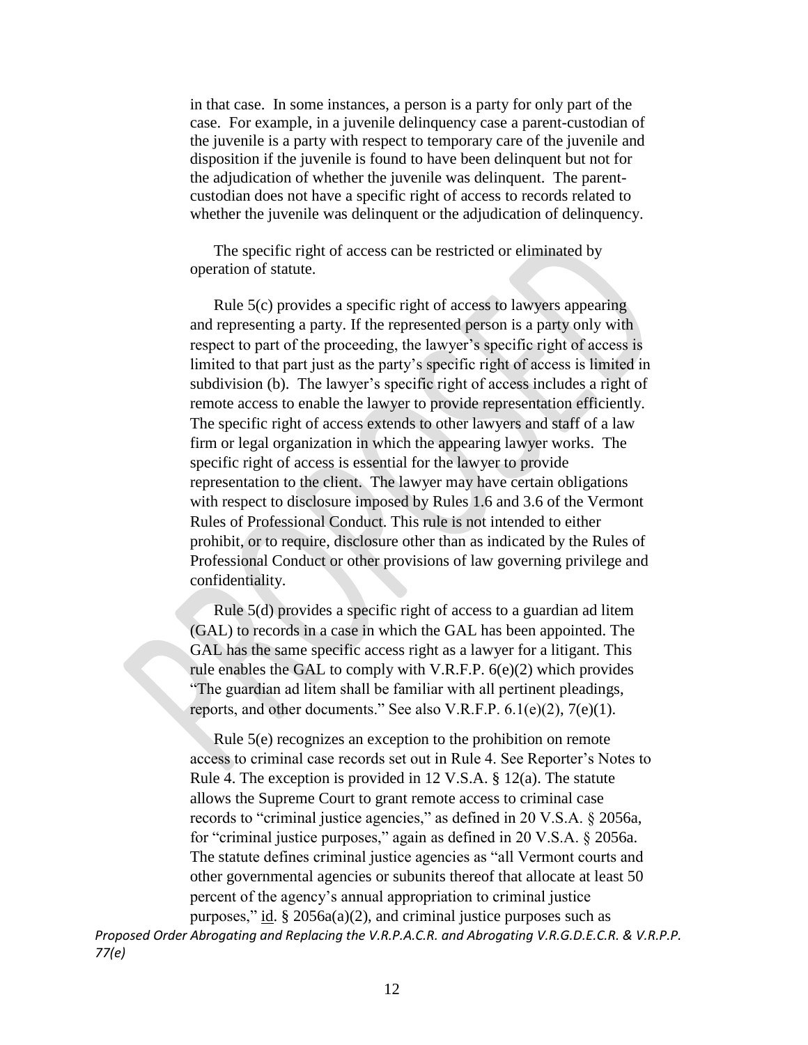in that case. In some instances, a person is a party for only part of the case. For example, in a juvenile delinquency case a parent-custodian of the juvenile is a party with respect to temporary care of the juvenile and disposition if the juvenile is found to have been delinquent but not for the adjudication of whether the juvenile was delinquent. The parent-custodian does not have a specific right of access to records related to whether the juvenile was delinquent or the adjudication of delinquency.

The specific right of access can be restricted or eliminated by operation of statute.

Rule 5(c) provides a specific right of access to lawyers appearing and representing a party. If the represented person is a party only with respect to part of the proceeding, the lawyer's specific right of access is limited to that part just as the party's specific right of access is limited in subdivision (b). The lawyer's specific right of access includes a right of remote access to enable the lawyer to provide representation efficiently. The specific right of access extends to other lawyers and staff of a law firm or legal organization in which the appearing lawyer works. The specific right of access is essential for the lawyer to provide representation to the client. The lawyer may have certain obligations with respect to disclosure imposed by Rules 1.6 and 3.6 of the Vermont Rules of Professional Conduct. This rule is not intended to either prohibit, or to require, disclosure other than as indicated by the Rules of Professional Conduct or other provisions of law governing privilege and confidentiality.

Rule 5(d) provides a specific right of access to a guardian ad litem (GAL) to records in a case in which the GAL has been appointed. The GAL has the same specific access right as a lawyer for a litigant. This rule enables the GAL to comply with V.R.F.P. 6(e)(2) which provides "The guardian ad litem shall be familiar with all pertinent pleadings, reports, and other documents." See also V.R.F.P. 6.1(e)(2), 7(e)(1).

Rule 5(e) recognizes an exception to the prohibition on remote access to criminal case records set out in Rule 4. See Reporter's Notes to Rule 4. The exception is provided in 12 V.S.A. § 12(a). The statute allows the Supreme Court to grant remote access to criminal case records to "criminal justice agencies," as defined in 20 V.S.A. § 2056a, for "criminal justice purposes," again as defined in 20 V.S.A. § 2056a. The statute defines criminal justice agencies as "all Vermont courts and other governmental agencies or subunits thereof that allocate at least 50 percent of the agency's annual appropriation to criminal justice purposes," id. § 2056a(a)(2), and criminal justice purposes such as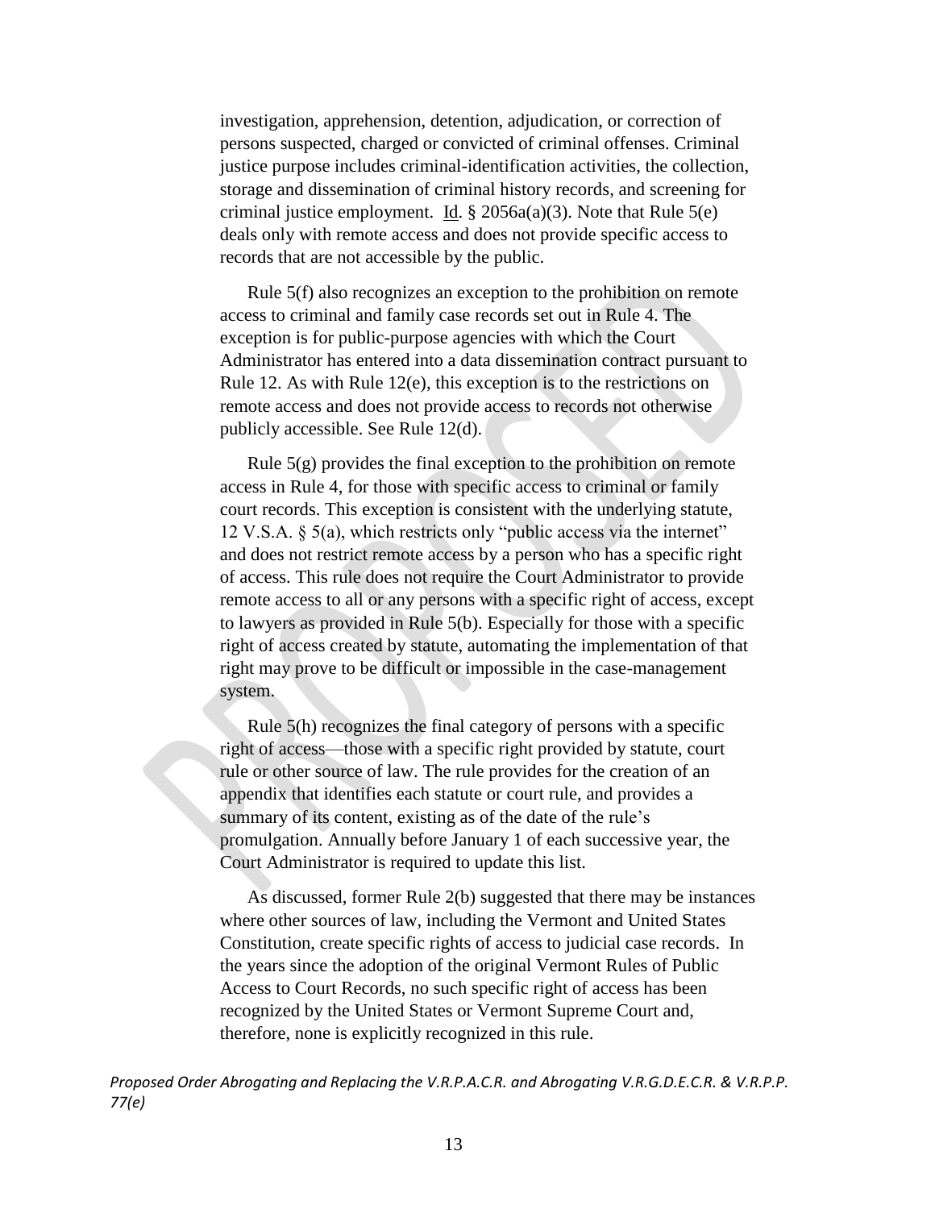investigation, apprehension, detention, adjudication, or correction of persons suspected, charged or convicted of criminal offenses. Criminal justice purpose includes criminal-identification activities, the collection, storage and dissemination of criminal history records, and screening for criminal justice employment. Id. § 2056a(a)(3). Note that Rule 5(e) deals only with remote access and does not provide specific access to records that are not accessible by the public.

Rule 5(f) also recognizes an exception to the prohibition on remote access to criminal and family case records set out in Rule 4. The exception is for public-purpose agencies with which the Court Administrator has entered into a data dissemination contract pursuant to Rule 12. As with Rule 12(e), this exception is to the restrictions on remote access and does not provide access to records not otherwise publicly accessible. See Rule 12(d).

Rule 5(g) provides the final exception to the prohibition on remote access in Rule 4, for those with specific access to criminal or family court records. This exception is consistent with the underlying statute, 12 V.S.A. § 5(a), which restricts only "public access via the internet" and does not restrict remote access by a person who has a specific right of access. This rule does not require the Court Administrator to provide remote access to all or any persons with a specific right of access, except to lawyers as provided in Rule 5(b). Especially for those with a specific right of access created by statute, automating the implementation of that right may prove to be difficult or impossible in the case-management system.

Rule 5(h) recognizes the final category of persons with a specific right of access—those with a specific right provided by statute, court rule or other source of law. The rule provides for the creation of an appendix that identifies each statute or court rule, and provides a summary of its content, existing as of the date of the rule's promulgation. Annually before January 1 of each successive year, the Court Administrator is required to update this list.

As discussed, former Rule 2(b) suggested that there may be instances where other sources of law, including the Vermont and United States Constitution, create specific rights of access to judicial case records. In the years since the adoption of the original Vermont Rules of Public Access to Court Records, no such specific right of access has been recognized by the United States or Vermont Supreme Court and, therefore, none is explicitly recognized in this rule.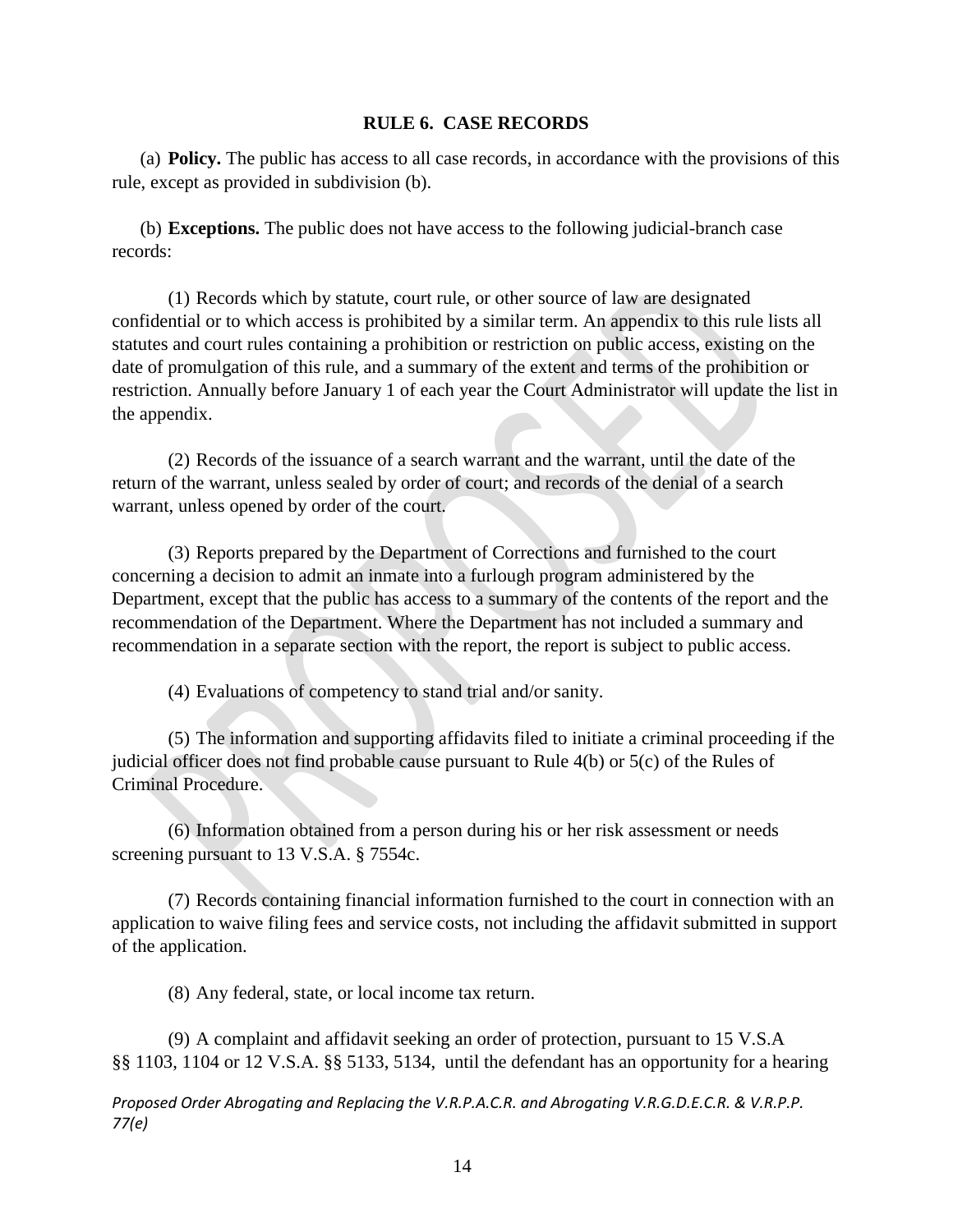### RULE 6. CASE RECORDS

(a) **Policy.** The public has access to all case records, in accordance with the provisions of this rule, except as provided in subdivision (b).

(b) **Exceptions.** The public does not have access to the following judicial-branch case records:

(1) Records which by statute, court rule, or other source of law are designated confidential or to which access is prohibited by a similar term. An appendix to this rule lists all statutes and court rules containing a prohibition or restriction on public access, existing on the date of promulgation of this rule, and a summary of the extent and terms of the prohibition or restriction. Annually before January 1 of each year the Court Administrator will update the list in the appendix.

(2) Records of the issuance of a search warrant and the warrant, until the date of the return of the warrant, unless sealed by order of court; and records of the denial of a search warrant, unless opened by order of the court.

(3) Reports prepared by the Department of Corrections and furnished to the court concerning a decision to admit an inmate into a furlough program administered by the Department, except that the public has access to a summary of the contents of the report and the recommendation of the Department. Where the Department has not included a summary and recommendation in a separate section with the report, the report is subject to public access.

(4) Evaluations of competency to stand trial and/or sanity.

(5) The information and supporting affidavits filed to initiate a criminal proceeding if the judicial officer does not find probable cause pursuant to Rule 4(b) or 5(c) of the Rules of Criminal Procedure.

(6) Information obtained from a person during his or her risk assessment or needs screening pursuant to 13 V.S.A. § 7554c.

(7) Records containing financial information furnished to the court in connection with an application to waive filing fees and service costs, not including the affidavit submitted in support of the application.

(8) Any federal, state, or local income tax return.

(9) A complaint and affidavit seeking an order of protection, pursuant to 15 V.S.A §§ 1103, 1104 or 12 V.S.A. §§ 5133, 5134, until the defendant has an opportunity for a hearing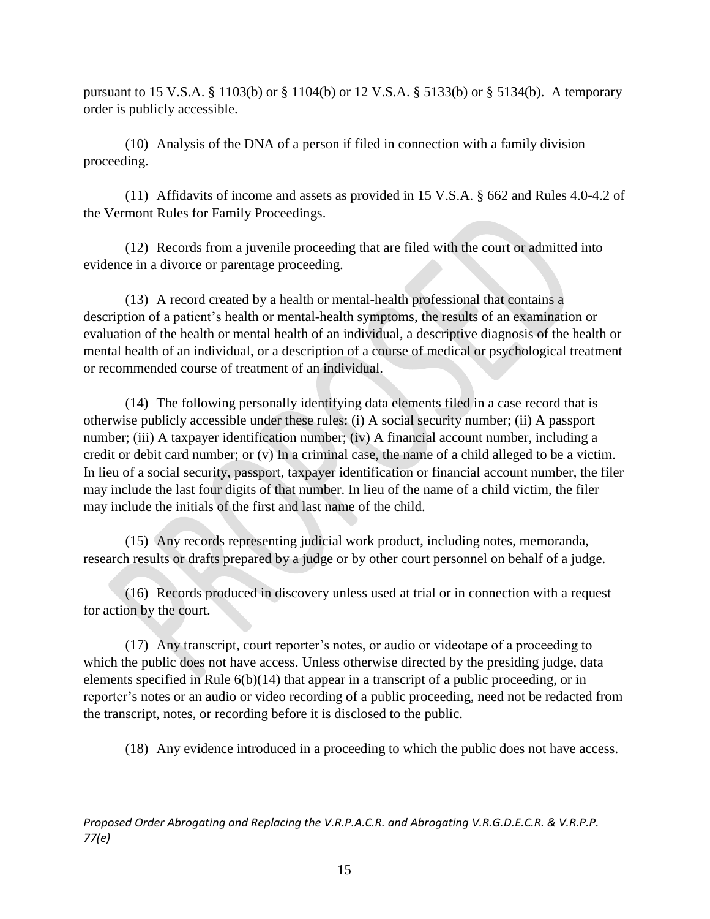pursuant to 15 V.S.A. § 1103(b) or § 1104(b) or 12 V.S.A. § 5133(b) or § 5134(b). A temporary order is publicly accessible.

(10) Analysis of the DNA of a person if filed in connection with a family division proceeding.

(11) Affidavits of income and assets as provided in 15 V.S.A. § 662 and Rules 4.0-4.2 of the Vermont Rules for Family Proceedings.

(12) Records from a juvenile proceeding that are filed with the court or admitted into evidence in a divorce or parentage proceeding.

(13) A record created by a health or mental-health professional that contains a description of a patient's health or mental-health symptoms, the results of an examination or evaluation of the health or mental health of an individual, a descriptive diagnosis of the health or mental health of an individual, or a description of a course of medical or psychological treatment or recommended course of treatment of an individual.

(14) The following personally identifying data elements filed in a case record that is otherwise publicly accessible under these rules: (i) A social security number; (ii) A passport number; (iii) A taxpayer identification number; (iv) A financial account number, including a credit or debit card number; or (v) In a criminal case, the name of a child alleged to be a victim. In lieu of a social security, passport, taxpayer identification or financial account number, the filer may include the last four digits of that number. In lieu of the name of a child victim, the filer may include the initials of the first and last name of the child.

(15) Any records representing judicial work product, including notes, memoranda, research results or drafts prepared by a judge or by other court personnel on behalf of a judge.

(16) Records produced in discovery unless used at trial or in connection with a request for action by the court.

(17) Any transcript, court reporter's notes, or audio or videotape of a proceeding to which the public does not have access. Unless otherwise directed by the presiding judge, data elements specified in Rule 6(b)(14) that appear in a transcript of a public proceeding, or in reporter's notes or an audio or video recording of a public proceeding, need not be redacted from the transcript, notes, or recording before it is disclosed to the public.

(18) Any evidence introduced in a proceeding to which the public does not have access.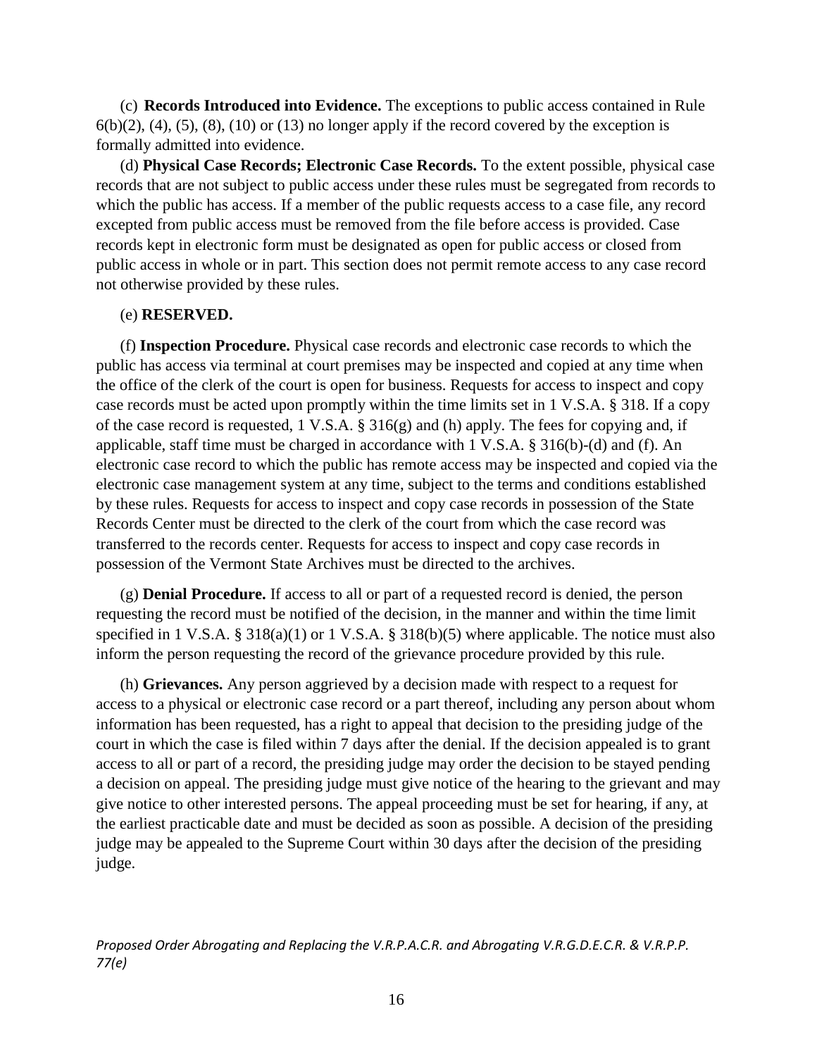(c) **Records Introduced into Evidence.** The exceptions to public access contained in Rule 6(b)(2), (4), (5), (8), (10) or (13) no longer apply if the record covered by the exception is formally admitted into evidence.

(d) **Physical Case Records; Electronic Case Records.** To the extent possible, physical case records that are not subject to public access under these rules must be segregated from records to which the public has access. If a member of the public requests access to a case file, any record excepted from public access must be removed from the file before access is provided. Case records kept in electronic form must be designated as open for public access or closed from public access in whole or in part. This section does not permit remote access to any case record not otherwise provided by these rules.

(e) **RESERVED.**

(f) **Inspection Procedure.** Physical case records and electronic case records to which the public has access via terminal at court premises may be inspected and copied at any time when the office of the clerk of the court is open for business. Requests for access to inspect and copy case records must be acted upon promptly within the time limits set in 1 V.S.A. § 318. If a copy of the case record is requested, 1 V.S.A. § 316(g) and (h) apply. The fees for copying and, if applicable, staff time must be charged in accordance with 1 V.S.A. § 316(b)-(d) and (f). An electronic case record to which the public has remote access may be inspected and copied via the electronic case management system at any time, subject to the terms and conditions established by these rules. Requests for access to inspect and copy case records in possession of the State Records Center must be directed to the clerk of the court from which the case record was transferred to the records center. Requests for access to inspect and copy case records in possession of the Vermont State Archives must be directed to the archives.

(g) **Denial Procedure.** If access to all or part of a requested record is denied, the person requesting the record must be notified of the decision, in the manner and within the time limit specified in 1 V.S.A. § 318(a)(1) or 1 V.S.A. § 318(b)(5) where applicable. The notice must also inform the person requesting the record of the grievance procedure provided by this rule.

(h) **Grievances.** Any person aggrieved by a decision made with respect to a request for access to a physical or electronic case record or a part thereof, including any person about whom information has been requested, has a right to appeal that decision to the presiding judge of the court in which the case is filed within 7 days after the denial. If the decision appealed is to grant access to all or part of a record, the presiding judge may order the decision to be stayed pending a decision on appeal. The presiding judge must give notice of the hearing to the grievant and may give notice to other interested persons. The appeal proceeding must be set for hearing, if any, at the earliest practicable date and must be decided as soon as possible. A decision of the presiding judge may be appealed to the Supreme Court within 30 days after the decision of the presiding judge.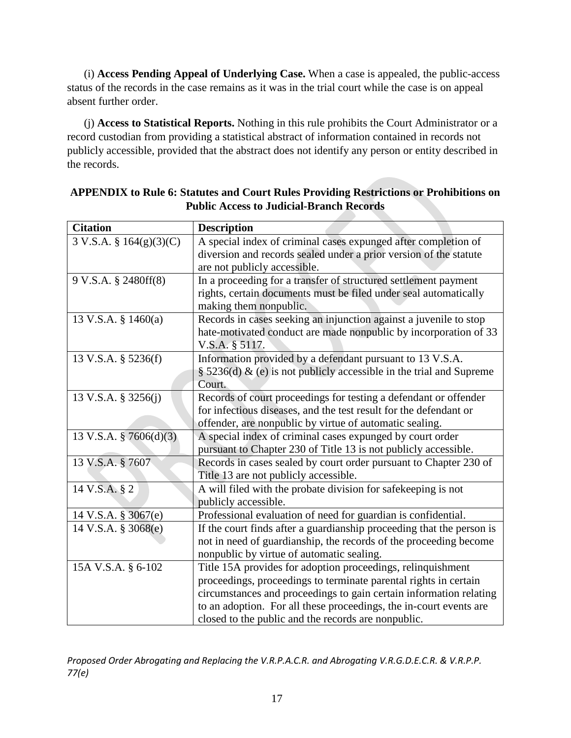(i) **Access Pending Appeal of Underlying Case.** When a case is appealed, the public-access status of the records in the case remains as it was in the trial court while the case is on appeal absent further order.

(j) **Access to Statistical Reports.** Nothing in this rule prohibits the Court Administrator or a record custodian from providing a statistical abstract of information contained in records not publicly accessible, provided that the abstract does not identify any person or entity described in the records.

**APPENDIX to Rule 6: Statutes and Court Rules Providing Restrictions or Prohibitions on Public Access to Judicial-Branch Records**

| Citation | Description |
|---|---|
| 3 V.S.A. § 164(g)(3)(C) | A special index of criminal cases expunged after completion of diversion and records sealed under a prior version of the statute are not publicly accessible. |
| 9 V.S.A. § 2480ff(8) | In a proceeding for a transfer of structured settlement payment rights, certain documents must be filed under seal automatically making them nonpublic. |
| 13 V.S.A. § 1460(a) | Records in cases seeking an injunction against a juvenile to stop hate-motivated conduct are made nonpublic by incorporation of 33 V.S.A. § 5117. |
| 13 V.S.A. § 5236(f) | Information provided by a defendant pursuant to 13 V.S.A. § 5236(d) & (e) is not publicly accessible in the trial and Supreme Court. |
| 13 V.S.A. § 3256(j) | Records of court proceedings for testing a defendant or offender for infectious diseases, and the test result for the defendant or offender, are nonpublic by virtue of automatic sealing. |
| 13 V.S.A. § 7606(d)(3) | A special index of criminal cases expunged by court order pursuant to Chapter 230 of Title 13 is not publicly accessible. |
| 13 V.S.A. § 7607 | Records in cases sealed by court order pursuant to Chapter 230 of Title 13 are not publicly accessible. |
| 14 V.S.A. § 2 | A will filed with the probate division for safekeeping is not publicly accessible. |
| 14 V.S.A. § 3067(e) | Professional evaluation of need for guardian is confidential. |
| 14 V.S.A. § 3068(e) | If the court finds after a guardianship proceeding that the person is not in need of guardianship, the records of the proceeding become nonpublic by virtue of automatic sealing. |
| 15A V.S.A. § 6-102 | Title 15A provides for adoption proceedings, relinquishment proceedings, proceedings to terminate parental rights in certain circumstances and proceedings to gain certain information relating to an adoption. For all these proceedings, the in-court events are closed to the public and the records are nonpublic. |

*Proposed Order Abrogating and Replacing the V.R.P.A.C.R. and Abrogating V.R.G.D.E.C.R. & V.R.P.P. 77(e)*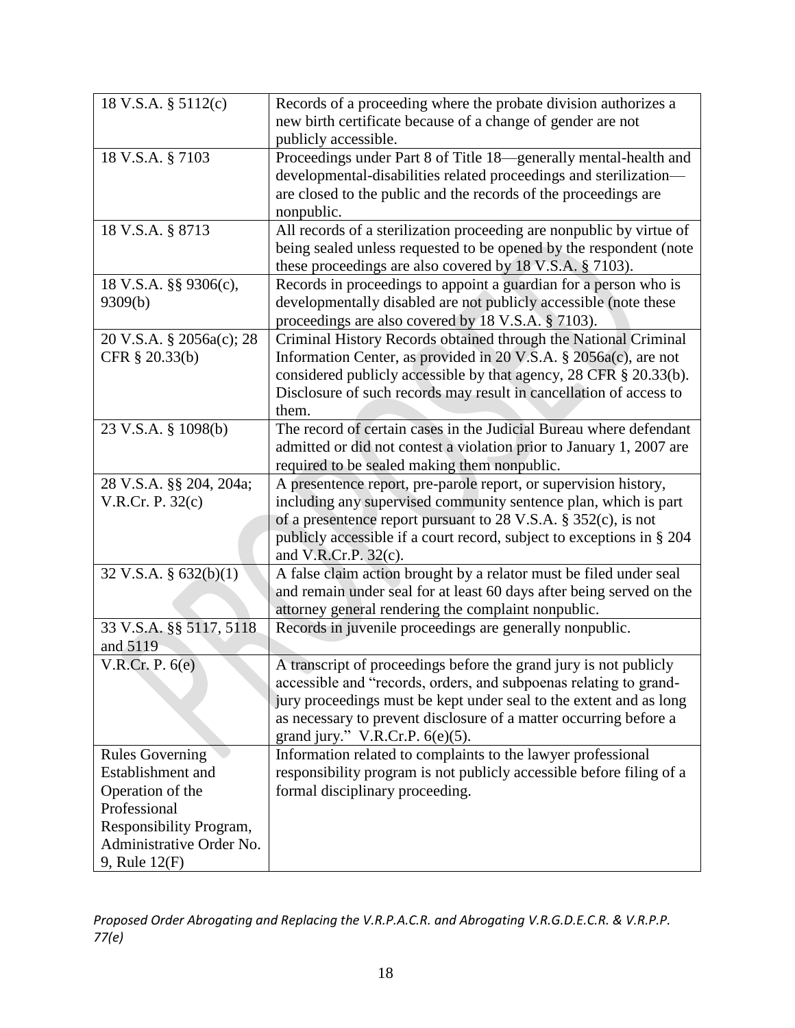| | |
|---|---|
| 18 V.S.A. § 5112(c) | Records of a proceeding where the probate division authorizes a new birth certificate because of a change of gender are not publicly accessible. |
| 18 V.S.A. § 7103 | Proceedings under Part 8 of Title 18—generally mental-health and developmental-disabilities related proceedings and sterilization—are closed to the public and the records of the proceedings are nonpublic. |
| 18 V.S.A. § 8713 | All records of a sterilization proceeding are nonpublic by virtue of being sealed unless requested to be opened by the respondent (note these proceedings are also covered by 18 V.S.A. § 7103). |
| 18 V.S.A. §§ 9306(c), 9309(b) | Records in proceedings to appoint a guardian for a person who is developmentally disabled are not publicly accessible (note these proceedings are also covered by 18 V.S.A. § 7103). |
| 20 V.S.A. § 2056a(c); 28 CFR § 20.33(b) | Criminal History Records obtained through the National Criminal Information Center, as provided in 20 V.S.A. § 2056a(c), are not considered publicly accessible by that agency, 28 CFR § 20.33(b). Disclosure of such records may result in cancellation of access to them. |
| 23 V.S.A. § 1098(b) | The record of certain cases in the Judicial Bureau where defendant admitted or did not contest a violation prior to January 1, 2007 are required to be sealed making them nonpublic. |
| 28 V.S.A. §§ 204, 204a; V.R.Cr. P. 32(c) | A presentence report, pre-parole report, or supervision history, including any supervised community sentence plan, which is part of a presentence report pursuant to 28 V.S.A. § 352(c), is not publicly accessible if a court record, subject to exceptions in § 204 and V.R.Cr.P. 32(c). |
| 32 V.S.A. § 632(b)(1) | A false claim action brought by a relator must be filed under seal and remain under seal for at least 60 days after being served on the attorney general rendering the complaint nonpublic. |
| 33 V.S.A. §§ 5117, 5118 and 5119 | Records in juvenile proceedings are generally nonpublic. |
| V.R.Cr. P. 6(e) | A transcript of proceedings before the grand jury is not publicly accessible and "records, orders, and subpoenas relating to grand-jury proceedings must be kept under seal to the extent and as long as necessary to prevent disclosure of a matter occurring before a grand jury." V.R.Cr.P. 6(e)(5). |
| Rules Governing Establishment and Operation of the Professional Responsibility Program, Administrative Order No. 9, Rule 12(F) | Information related to complaints to the lawyer professional responsibility program is not publicly accessible before filing of a formal disciplinary proceeding. |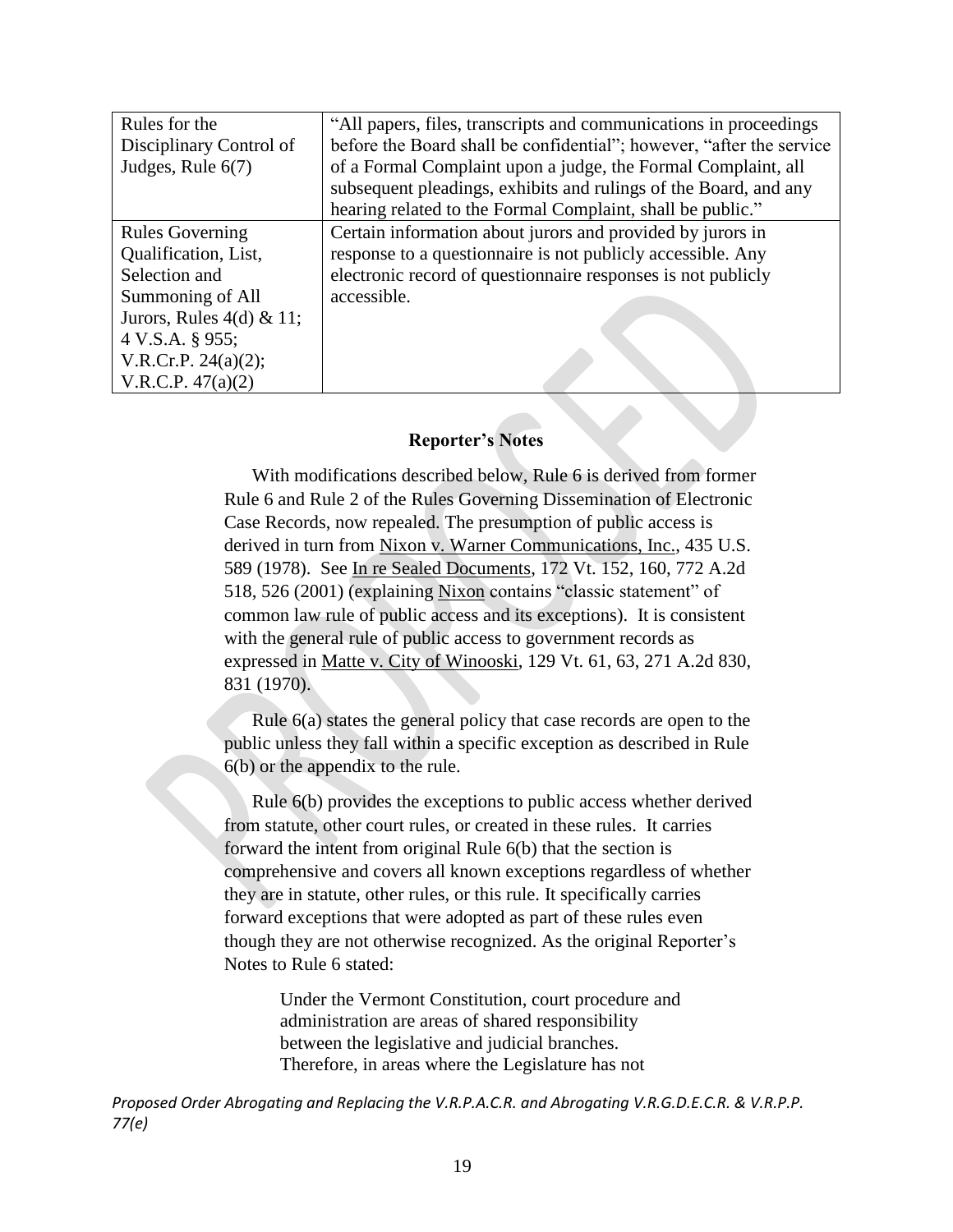| | |
|---|---|
| Rules for the Disciplinary Control of Judges, Rule 6(7) | "All papers, files, transcripts and communications in proceedings before the Board shall be confidential"; however, "after the service of a Formal Complaint upon a judge, the Formal Complaint, all subsequent pleadings, exhibits and rulings of the Board, and any hearing related to the Formal Complaint, shall be public." |
| Rules Governing Qualification, List, Selection and Summoning of All Jurors, Rules 4(d) & 11; 4 V.S.A. § 955; V.R.Cr.P. 24(a)(2); V.R.C.P. 47(a)(2) | Certain information about jurors and provided by jurors in response to a questionnaire is not publicly accessible. Any electronic record of questionnaire responses is not publicly accessible. |

**Reporter's Notes**

With modifications described below, Rule 6 is derived from former Rule 6 and Rule 2 of the Rules Governing Dissemination of Electronic Case Records, now repealed. The presumption of public access is derived in turn from Nixon v. Warner Communications, Inc., 435 U.S. 589 (1978). See In re Sealed Documents, 172 Vt. 152, 160, 772 A.2d 518, 526 (2001) (explaining Nixon contains "classic statement" of common law rule of public access and its exceptions). It is consistent with the general rule of public access to government records as expressed in Matte v. City of Winooski, 129 Vt. 61, 63, 271 A.2d 830, 831 (1970).

Rule 6(a) states the general policy that case records are open to the public unless they fall within a specific exception as described in Rule 6(b) or the appendix to the rule.

Rule 6(b) provides the exceptions to public access whether derived from statute, other court rules, or created in these rules. It carries forward the intent from original Rule 6(b) that the section is comprehensive and covers all known exceptions regardless of whether they are in statute, other rules, or this rule. It specifically carries forward exceptions that were adopted as part of these rules even though they are not otherwise recognized. As the original Reporter's Notes to Rule 6 stated:

> Under the Vermont Constitution, court procedure and administration are areas of shared responsibility between the legislative and judicial branches. Therefore, in areas where the Legislature has not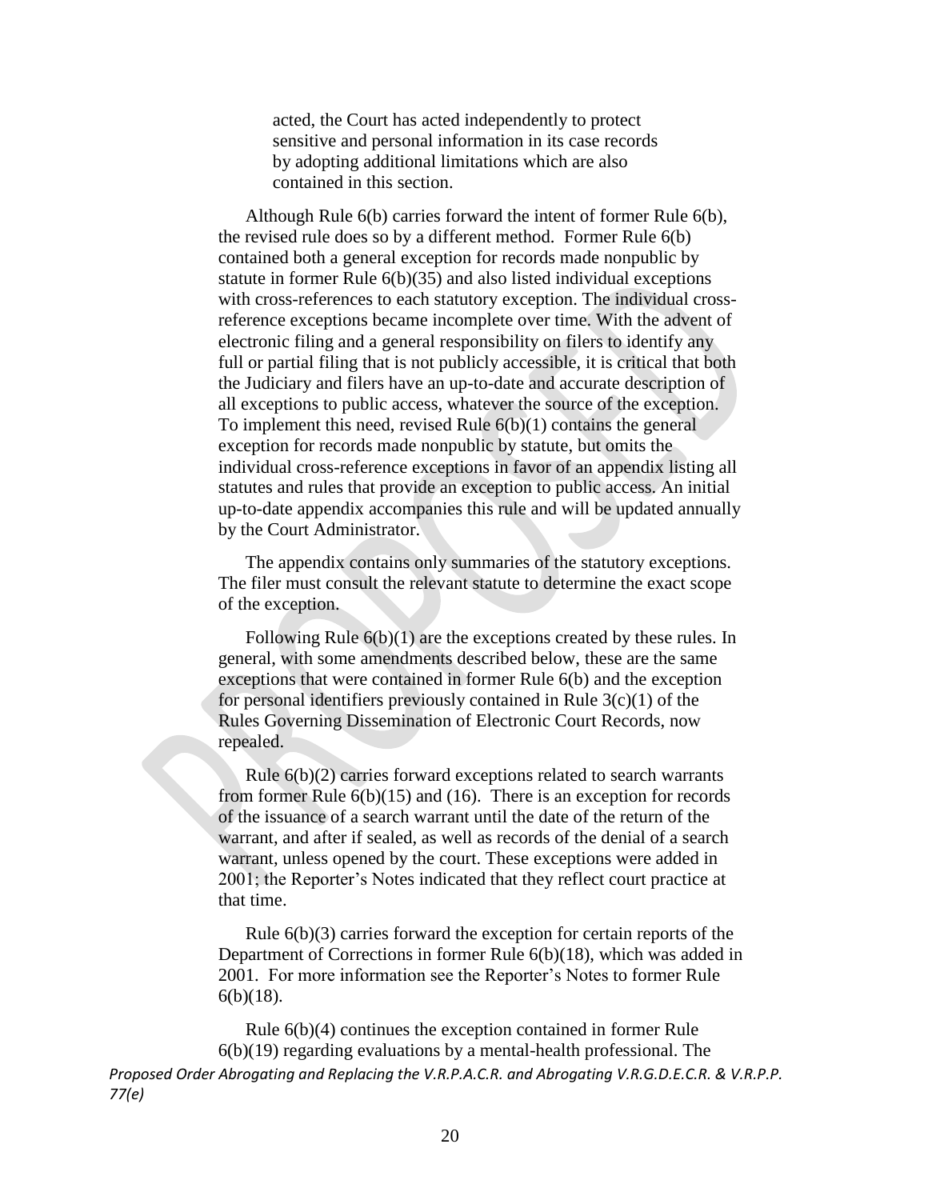acted, the Court has acted independently to protect sensitive and personal information in its case records by adopting additional limitations which are also contained in this section.

Although Rule 6(b) carries forward the intent of former Rule 6(b), the revised rule does so by a different method. Former Rule 6(b) contained both a general exception for records made nonpublic by statute in former Rule 6(b)(35) and also listed individual exceptions with cross-references to each statutory exception. The individual cross-reference exceptions became incomplete over time. With the advent of electronic filing and a general responsibility on filers to identify any full or partial filing that is not publicly accessible, it is critical that both the Judiciary and filers have an up-to-date and accurate description of all exceptions to public access, whatever the source of the exception. To implement this need, revised Rule 6(b)(1) contains the general exception for records made nonpublic by statute, but omits the individual cross-reference exceptions in favor of an appendix listing all statutes and rules that provide an exception to public access. An initial up-to-date appendix accompanies this rule and will be updated annually by the Court Administrator.

The appendix contains only summaries of the statutory exceptions. The filer must consult the relevant statute to determine the exact scope of the exception.

Following Rule 6(b)(1) are the exceptions created by these rules. In general, with some amendments described below, these are the same exceptions that were contained in former Rule 6(b) and the exception for personal identifiers previously contained in Rule 3(c)(1) of the Rules Governing Dissemination of Electronic Court Records, now repealed.

Rule 6(b)(2) carries forward exceptions related to search warrants from former Rule 6(b)(15) and (16). There is an exception for records of the issuance of a search warrant until the date of the return of the warrant, and after if sealed, as well as records of the denial of a search warrant, unless opened by the court. These exceptions were added in 2001; the Reporter's Notes indicated that they reflect court practice at that time.

Rule 6(b)(3) carries forward the exception for certain reports of the Department of Corrections in former Rule 6(b)(18), which was added in 2001. For more information see the Reporter's Notes to former Rule 6(b)(18).

Rule 6(b)(4) continues the exception contained in former Rule 6(b)(19) regarding evaluations by a mental-health professional. The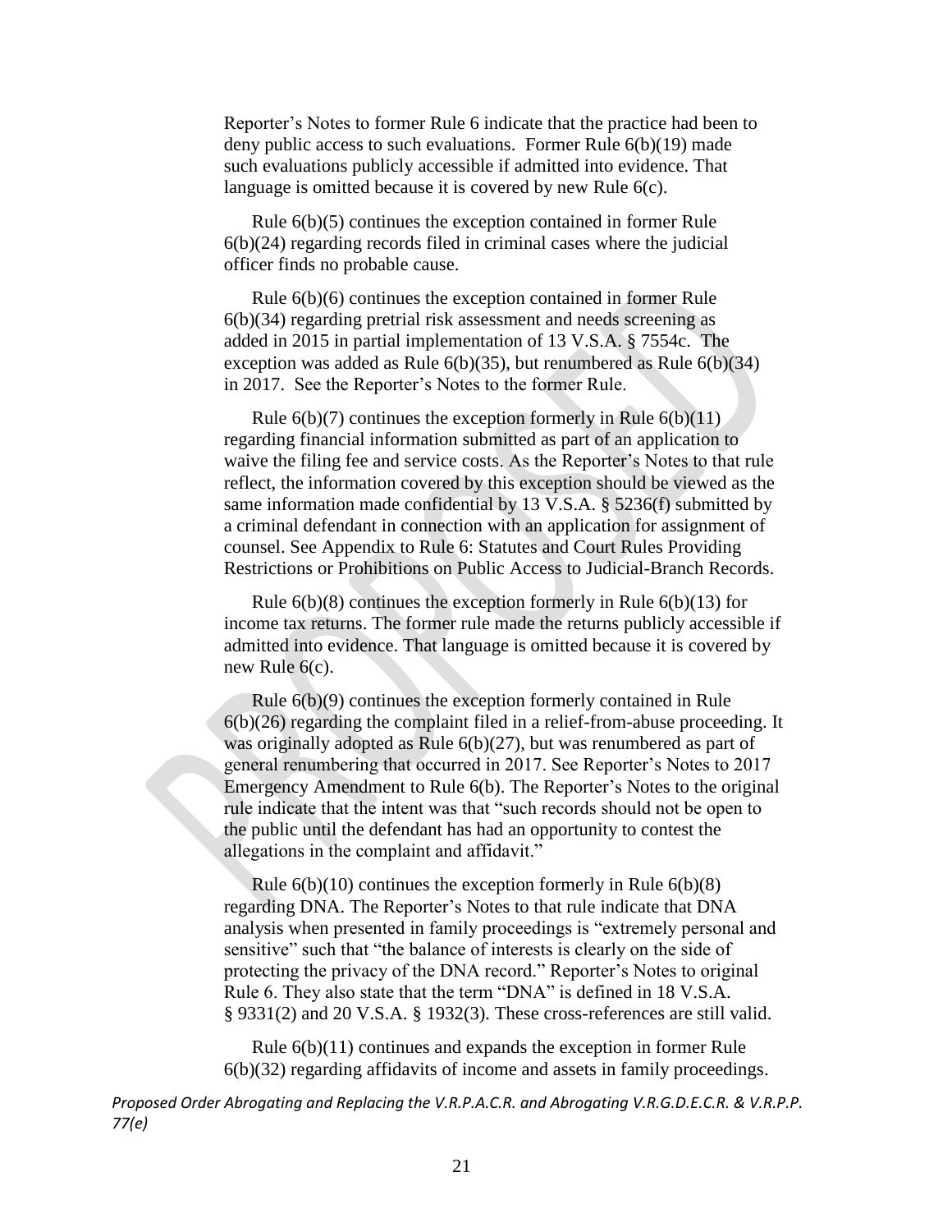Reporter's Notes to former Rule 6 indicate that the practice had been to deny public access to such evaluations. Former Rule 6(b)(19) made such evaluations publicly accessible if admitted into evidence. That language is omitted because it is covered by new Rule 6(c).

Rule 6(b)(5) continues the exception contained in former Rule 6(b)(24) regarding records filed in criminal cases where the judicial officer finds no probable cause.

Rule 6(b)(6) continues the exception contained in former Rule 6(b)(34) regarding pretrial risk assessment and needs screening as added in 2015 in partial implementation of 13 V.S.A. § 7554c. The exception was added as Rule 6(b)(35), but renumbered as Rule 6(b)(34) in 2017. See the Reporter's Notes to the former Rule.

Rule 6(b)(7) continues the exception formerly in Rule 6(b)(11) regarding financial information submitted as part of an application to waive the filing fee and service costs. As the Reporter's Notes to that rule reflect, the information covered by this exception should be viewed as the same information made confidential by 13 V.S.A. § 5236(f) submitted by a criminal defendant in connection with an application for assignment of counsel. See Appendix to Rule 6: Statutes and Court Rules Providing Restrictions or Prohibitions on Public Access to Judicial-Branch Records.

Rule 6(b)(8) continues the exception formerly in Rule 6(b)(13) for income tax returns. The former rule made the returns publicly accessible if admitted into evidence. That language is omitted because it is covered by new Rule 6(c).

Rule 6(b)(9) continues the exception formerly contained in Rule 6(b)(26) regarding the complaint filed in a relief-from-abuse proceeding. It was originally adopted as Rule 6(b)(27), but was renumbered as part of general renumbering that occurred in 2017. See Reporter's Notes to 2017 Emergency Amendment to Rule 6(b). The Reporter's Notes to the original rule indicate that the intent was that "such records should not be open to the public until the defendant has had an opportunity to contest the allegations in the complaint and affidavit."

Rule 6(b)(10) continues the exception formerly in Rule 6(b)(8) regarding DNA. The Reporter's Notes to that rule indicate that DNA analysis when presented in family proceedings is "extremely personal and sensitive" such that "the balance of interests is clearly on the side of protecting the privacy of the DNA record." Reporter's Notes to original Rule 6. They also state that the term "DNA" is defined in 18 V.S.A. § 9331(2) and 20 V.S.A. § 1932(3). These cross-references are still valid.

Rule 6(b)(11) continues and expands the exception in former Rule 6(b)(32) regarding affidavits of income and assets in family proceedings.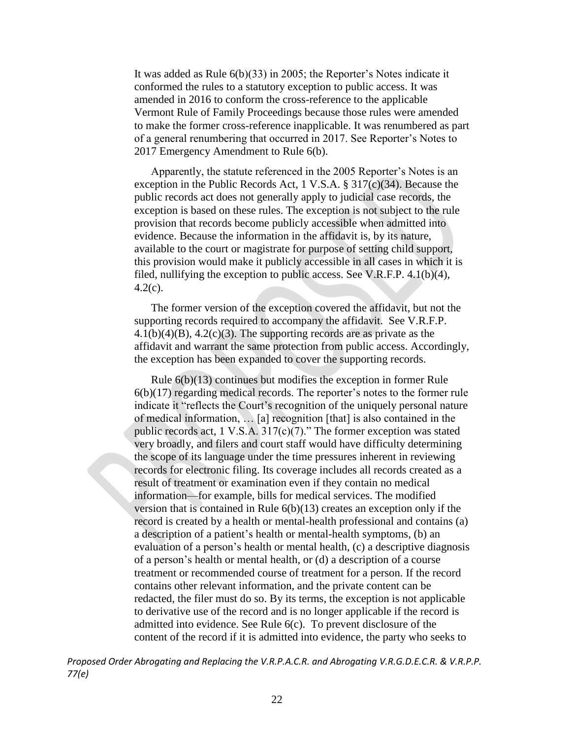It was added as Rule 6(b)(33) in 2005; the Reporter's Notes indicate it conformed the rules to a statutory exception to public access. It was amended in 2016 to conform the cross-reference to the applicable Vermont Rule of Family Proceedings because those rules were amended to make the former cross-reference inapplicable. It was renumbered as part of a general renumbering that occurred in 2017. See Reporter's Notes to 2017 Emergency Amendment to Rule 6(b).

Apparently, the statute referenced in the 2005 Reporter's Notes is an exception in the Public Records Act, 1 V.S.A. § 317(c)(34). Because the public records act does not generally apply to judicial case records, the exception is based on these rules. The exception is not subject to the rule provision that records become publicly accessible when admitted into evidence. Because the information in the affidavit is, by its nature, available to the court or magistrate for purpose of setting child support, this provision would make it publicly accessible in all cases in which it is filed, nullifying the exception to public access. See V.R.F.P. 4.1(b)(4), 4.2(c).

The former version of the exception covered the affidavit, but not the supporting records required to accompany the affidavit. See V.R.F.P. 4.1(b)(4)(B), 4.2(c)(3). The supporting records are as private as the affidavit and warrant the same protection from public access. Accordingly, the exception has been expanded to cover the supporting records.

Rule 6(b)(13) continues but modifies the exception in former Rule 6(b)(17) regarding medical records. The reporter's notes to the former rule indicate it "reflects the Court's recognition of the uniquely personal nature of medical information, … [a] recognition [that] is also contained in the public records act, 1 V.S.A. 317(c)(7)." The former exception was stated very broadly, and filers and court staff would have difficulty determining the scope of its language under the time pressures inherent in reviewing records for electronic filing. Its coverage includes all records created as a result of treatment or examination even if they contain no medical information—for example, bills for medical services. The modified version that is contained in Rule 6(b)(13) creates an exception only if the record is created by a health or mental-health professional and contains (a) a description of a patient's health or mental-health symptoms, (b) an evaluation of a person's health or mental health, (c) a descriptive diagnosis of a person's health or mental health, or (d) a description of a course treatment or recommended course of treatment for a person. If the record contains other relevant information, and the private content can be redacted, the filer must do so. By its terms, the exception is not applicable to derivative use of the record and is no longer applicable if the record is admitted into evidence. See Rule 6(c). To prevent disclosure of the content of the record if it is admitted into evidence, the party who seeks to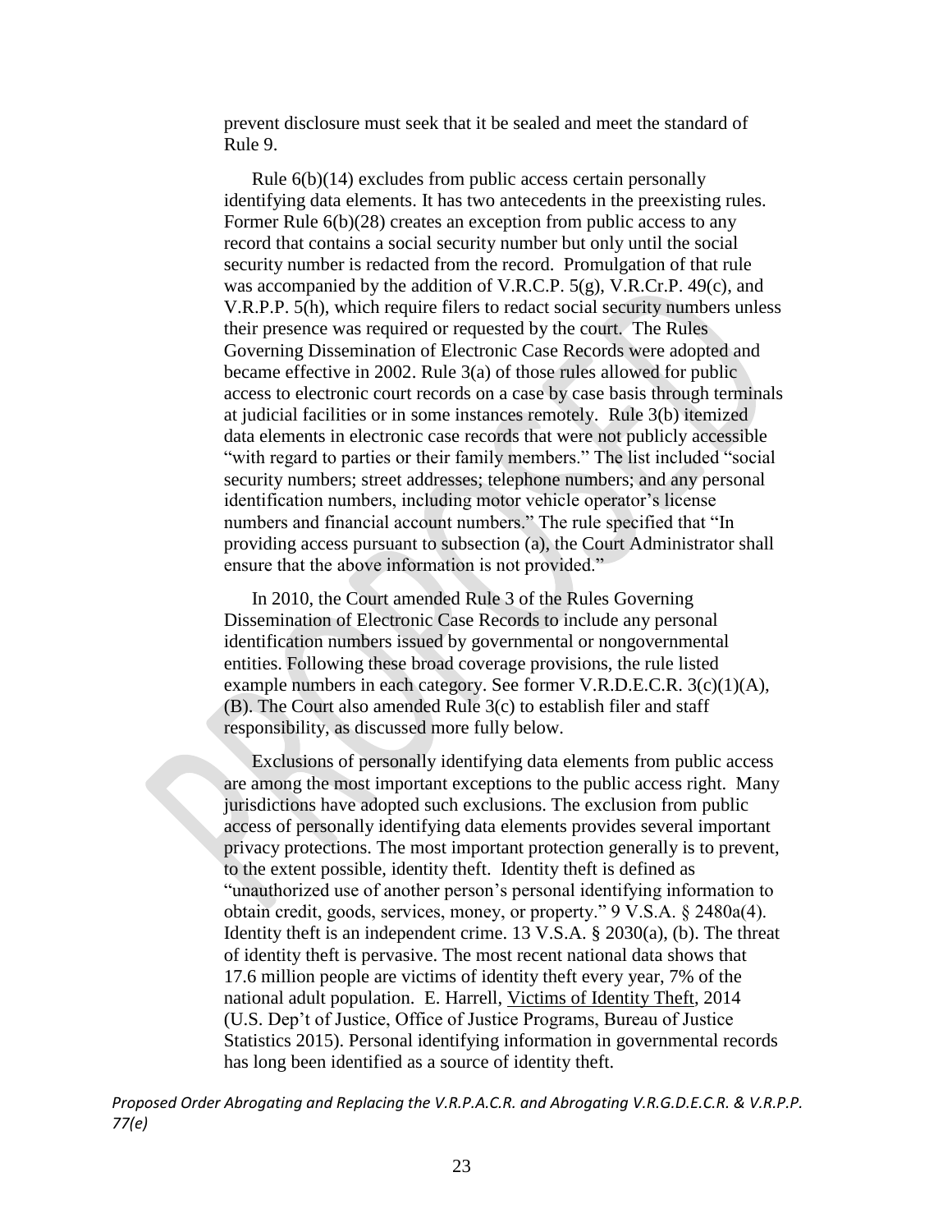prevent disclosure must seek that it be sealed and meet the standard of Rule 9.

Rule 6(b)(14) excludes from public access certain personally identifying data elements. It has two antecedents in the preexisting rules. Former Rule 6(b)(28) creates an exception from public access to any record that contains a social security number but only until the social security number is redacted from the record. Promulgation of that rule was accompanied by the addition of V.R.C.P. 5(g), V.R.Cr.P. 49(c), and V.R.P.P. 5(h), which require filers to redact social security numbers unless their presence was required or requested by the court. The Rules Governing Dissemination of Electronic Case Records were adopted and became effective in 2002. Rule 3(a) of those rules allowed for public access to electronic court records on a case by case basis through terminals at judicial facilities or in some instances remotely. Rule 3(b) itemized data elements in electronic case records that were not publicly accessible "with regard to parties or their family members." The list included "social security numbers; street addresses; telephone numbers; and any personal identification numbers, including motor vehicle operator's license numbers and financial account numbers." The rule specified that "In providing access pursuant to subsection (a), the Court Administrator shall ensure that the above information is not provided."

In 2010, the Court amended Rule 3 of the Rules Governing Dissemination of Electronic Case Records to include any personal identification numbers issued by governmental or nongovernmental entities. Following these broad coverage provisions, the rule listed example numbers in each category. See former V.R.D.E.C.R. 3(c)(1)(A), (B). The Court also amended Rule 3(c) to establish filer and staff responsibility, as discussed more fully below.

Exclusions of personally identifying data elements from public access are among the most important exceptions to the public access right. Many jurisdictions have adopted such exclusions. The exclusion from public access of personally identifying data elements provides several important privacy protections. The most important protection generally is to prevent, to the extent possible, identity theft. Identity theft is defined as "unauthorized use of another person's personal identifying information to obtain credit, goods, services, money, or property." 9 V.S.A. § 2480a(4). Identity theft is an independent crime. 13 V.S.A. § 2030(a), (b). The threat of identity theft is pervasive. The most recent national data shows that 17.6 million people are victims of identity theft every year, 7% of the national adult population. E. Harrell, Victims of Identity Theft, 2014 (U.S. Dep't of Justice, Office of Justice Programs, Bureau of Justice Statistics 2015). Personal identifying information in governmental records has long been identified as a source of identity theft.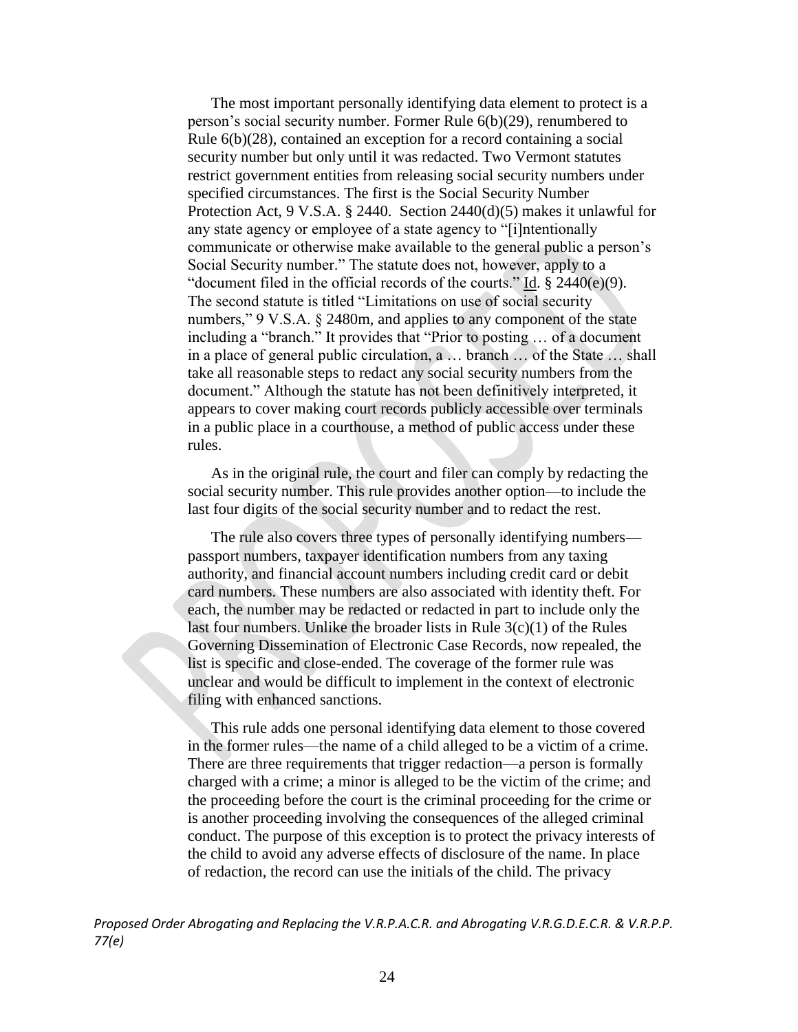The most important personally identifying data element to protect is a person's social security number. Former Rule 6(b)(29), renumbered to Rule 6(b)(28), contained an exception for a record containing a social security number but only until it was redacted. Two Vermont statutes restrict government entities from releasing social security numbers under specified circumstances. The first is the Social Security Number Protection Act, 9 V.S.A. § 2440. Section 2440(d)(5) makes it unlawful for any state agency or employee of a state agency to "[i]ntentionally communicate or otherwise make available to the general public a person's Social Security number." The statute does not, however, apply to a "document filed in the official records of the courts." Id. § 2440(e)(9). The second statute is titled "Limitations on use of social security numbers," 9 V.S.A. § 2480m, and applies to any component of the state including a "branch." It provides that "Prior to posting … of a document in a place of general public circulation, a … branch … of the State … shall take all reasonable steps to redact any social security numbers from the document." Although the statute has not been definitively interpreted, it appears to cover making court records publicly accessible over terminals in a public place in a courthouse, a method of public access under these rules.

As in the original rule, the court and filer can comply by redacting the social security number. This rule provides another option—to include the last four digits of the social security number and to redact the rest.

The rule also covers three types of personally identifying numbers—passport numbers, taxpayer identification numbers from any taxing authority, and financial account numbers including credit card or debit card numbers. These numbers are also associated with identity theft. For each, the number may be redacted or redacted in part to include only the last four numbers. Unlike the broader lists in Rule 3(c)(1) of the Rules Governing Dissemination of Electronic Case Records, now repealed, the list is specific and close-ended. The coverage of the former rule was unclear and would be difficult to implement in the context of electronic filing with enhanced sanctions.

This rule adds one personal identifying data element to those covered in the former rules—the name of a child alleged to be a victim of a crime. There are three requirements that trigger redaction—a person is formally charged with a crime; a minor is alleged to be the victim of the crime; and the proceeding before the court is the criminal proceeding for the crime or is another proceeding involving the consequences of the alleged criminal conduct. The purpose of this exception is to protect the privacy interests of the child to avoid any adverse effects of disclosure of the name. In place of redaction, the record can use the initials of the child. The privacy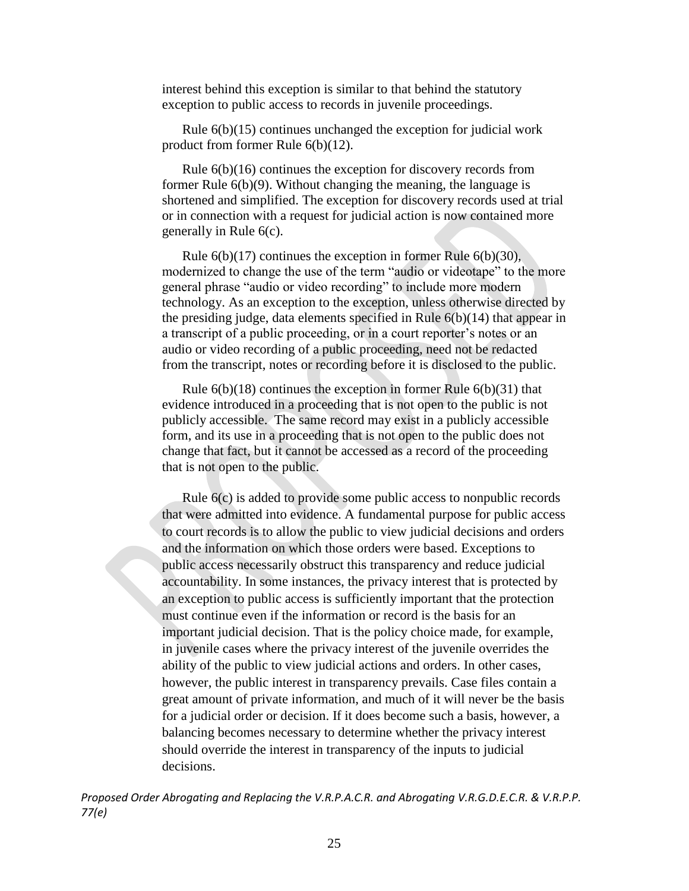interest behind this exception is similar to that behind the statutory exception to public access to records in juvenile proceedings.

Rule 6(b)(15) continues unchanged the exception for judicial work product from former Rule 6(b)(12).

Rule 6(b)(16) continues the exception for discovery records from former Rule 6(b)(9). Without changing the meaning, the language is shortened and simplified. The exception for discovery records used at trial or in connection with a request for judicial action is now contained more generally in Rule 6(c).

Rule 6(b)(17) continues the exception in former Rule 6(b)(30), modernized to change the use of the term "audio or videotape" to the more general phrase "audio or video recording" to include more modern technology. As an exception to the exception, unless otherwise directed by the presiding judge, data elements specified in Rule 6(b)(14) that appear in a transcript of a public proceeding, or in a court reporter's notes or an audio or video recording of a public proceeding, need not be redacted from the transcript, notes or recording before it is disclosed to the public.

Rule 6(b)(18) continues the exception in former Rule 6(b)(31) that evidence introduced in a proceeding that is not open to the public is not publicly accessible. The same record may exist in a publicly accessible form, and its use in a proceeding that is not open to the public does not change that fact, but it cannot be accessed as a record of the proceeding that is not open to the public.

Rule 6(c) is added to provide some public access to nonpublic records that were admitted into evidence. A fundamental purpose for public access to court records is to allow the public to view judicial decisions and orders and the information on which those orders were based. Exceptions to public access necessarily obstruct this transparency and reduce judicial accountability. In some instances, the privacy interest that is protected by an exception to public access is sufficiently important that the protection must continue even if the information or record is the basis for an important judicial decision. That is the policy choice made, for example, in juvenile cases where the privacy interest of the juvenile overrides the ability of the public to view judicial actions and orders. In other cases, however, the public interest in transparency prevails. Case files contain a great amount of private information, and much of it will never be the basis for a judicial order or decision. If it does become such a basis, however, a balancing becomes necessary to determine whether the privacy interest should override the interest in transparency of the inputs to judicial decisions.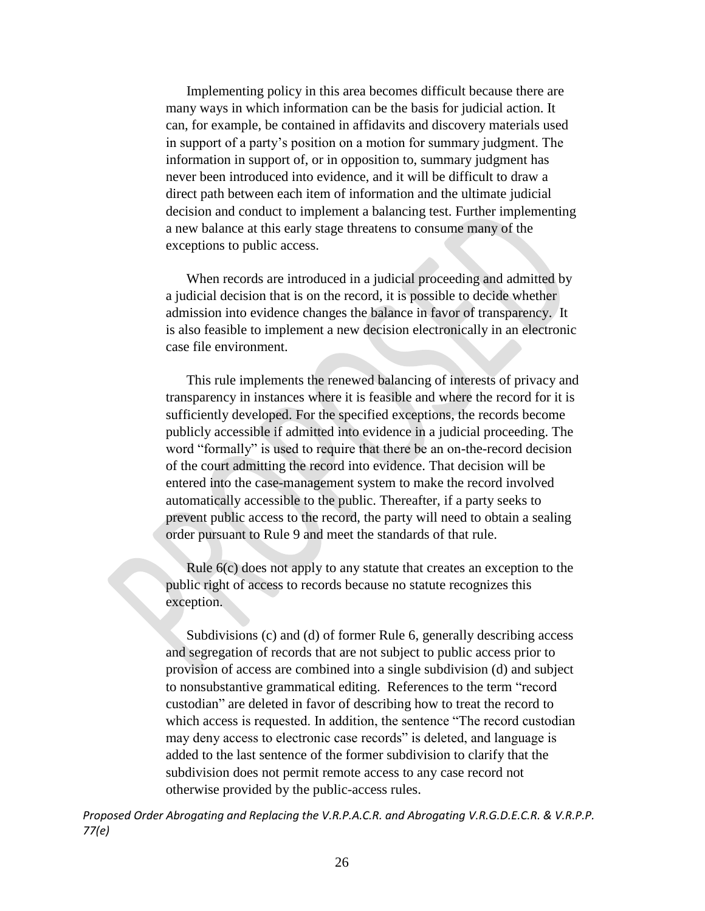Implementing policy in this area becomes difficult because there are many ways in which information can be the basis for judicial action. It can, for example, be contained in affidavits and discovery materials used in support of a party's position on a motion for summary judgment. The information in support of, or in opposition to, summary judgment has never been introduced into evidence, and it will be difficult to draw a direct path between each item of information and the ultimate judicial decision and conduct to implement a balancing test. Further implementing a new balance at this early stage threatens to consume many of the exceptions to public access.

When records are introduced in a judicial proceeding and admitted by a judicial decision that is on the record, it is possible to decide whether admission into evidence changes the balance in favor of transparency. It is also feasible to implement a new decision electronically in an electronic case file environment.

This rule implements the renewed balancing of interests of privacy and transparency in instances where it is feasible and where the record for it is sufficiently developed. For the specified exceptions, the records become publicly accessible if admitted into evidence in a judicial proceeding. The word "formally" is used to require that there be an on-the-record decision of the court admitting the record into evidence. That decision will be entered into the case-management system to make the record involved automatically accessible to the public. Thereafter, if a party seeks to prevent public access to the record, the party will need to obtain a sealing order pursuant to Rule 9 and meet the standards of that rule.

Rule 6(c) does not apply to any statute that creates an exception to the public right of access to records because no statute recognizes this exception.

Subdivisions (c) and (d) of former Rule 6, generally describing access and segregation of records that are not subject to public access prior to provision of access are combined into a single subdivision (d) and subject to nonsubstantive grammatical editing. References to the term "record custodian" are deleted in favor of describing how to treat the record to which access is requested. In addition, the sentence "The record custodian may deny access to electronic case records" is deleted, and language is added to the last sentence of the former subdivision to clarify that the subdivision does not permit remote access to any case record not otherwise provided by the public-access rules.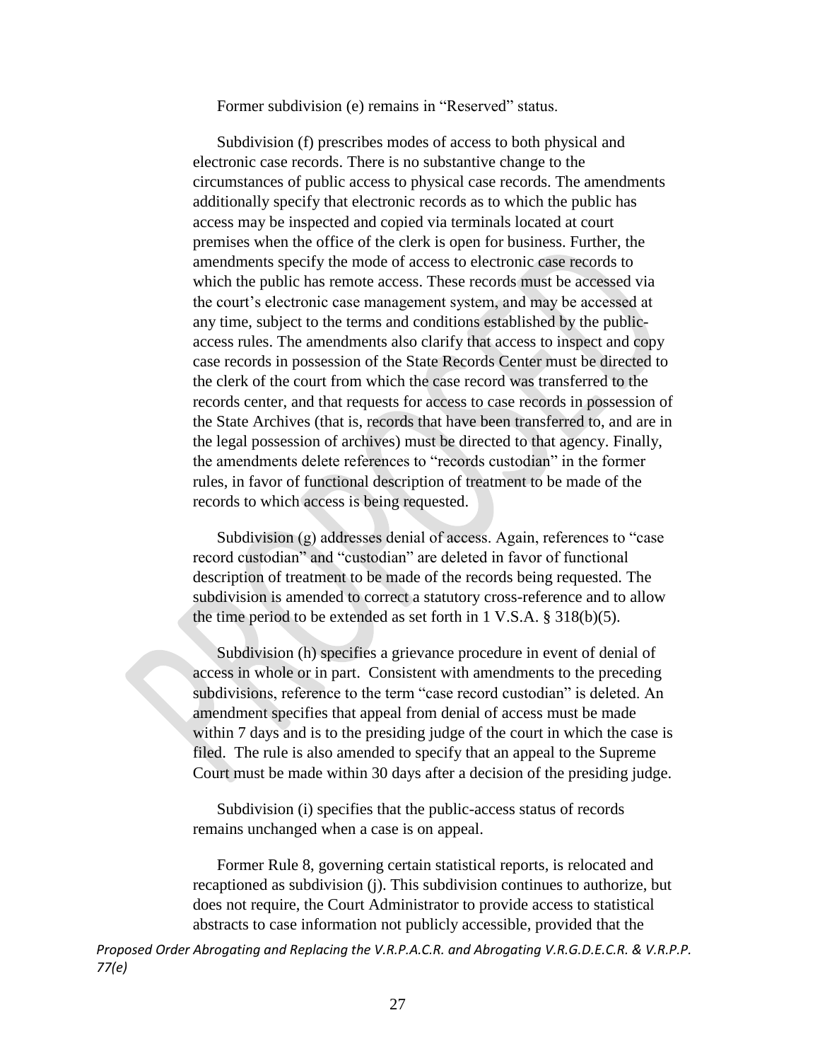Former subdivision (e) remains in "Reserved" status.

Subdivision (f) prescribes modes of access to both physical and electronic case records. There is no substantive change to the circumstances of public access to physical case records. The amendments additionally specify that electronic records as to which the public has access may be inspected and copied via terminals located at court premises when the office of the clerk is open for business. Further, the amendments specify the mode of access to electronic case records to which the public has remote access. These records must be accessed via the court's electronic case management system, and may be accessed at any time, subject to the terms and conditions established by the public-access rules. The amendments also clarify that access to inspect and copy case records in possession of the State Records Center must be directed to the clerk of the court from which the case record was transferred to the records center, and that requests for access to case records in possession of the State Archives (that is, records that have been transferred to, and are in the legal possession of archives) must be directed to that agency. Finally, the amendments delete references to "records custodian" in the former rules, in favor of functional description of treatment to be made of the records to which access is being requested.

Subdivision (g) addresses denial of access. Again, references to "case record custodian" and "custodian" are deleted in favor of functional description of treatment to be made of the records being requested. The subdivision is amended to correct a statutory cross-reference and to allow the time period to be extended as set forth in 1 V.S.A. § 318(b)(5).

Subdivision (h) specifies a grievance procedure in event of denial of access in whole or in part. Consistent with amendments to the preceding subdivisions, reference to the term "case record custodian" is deleted. An amendment specifies that appeal from denial of access must be made within 7 days and is to the presiding judge of the court in which the case is filed. The rule is also amended to specify that an appeal to the Supreme Court must be made within 30 days after a decision of the presiding judge.

Subdivision (i) specifies that the public-access status of records remains unchanged when a case is on appeal.

Former Rule 8, governing certain statistical reports, is relocated and recaptioned as subdivision (j). This subdivision continues to authorize, but does not require, the Court Administrator to provide access to statistical abstracts to case information not publicly accessible, provided that the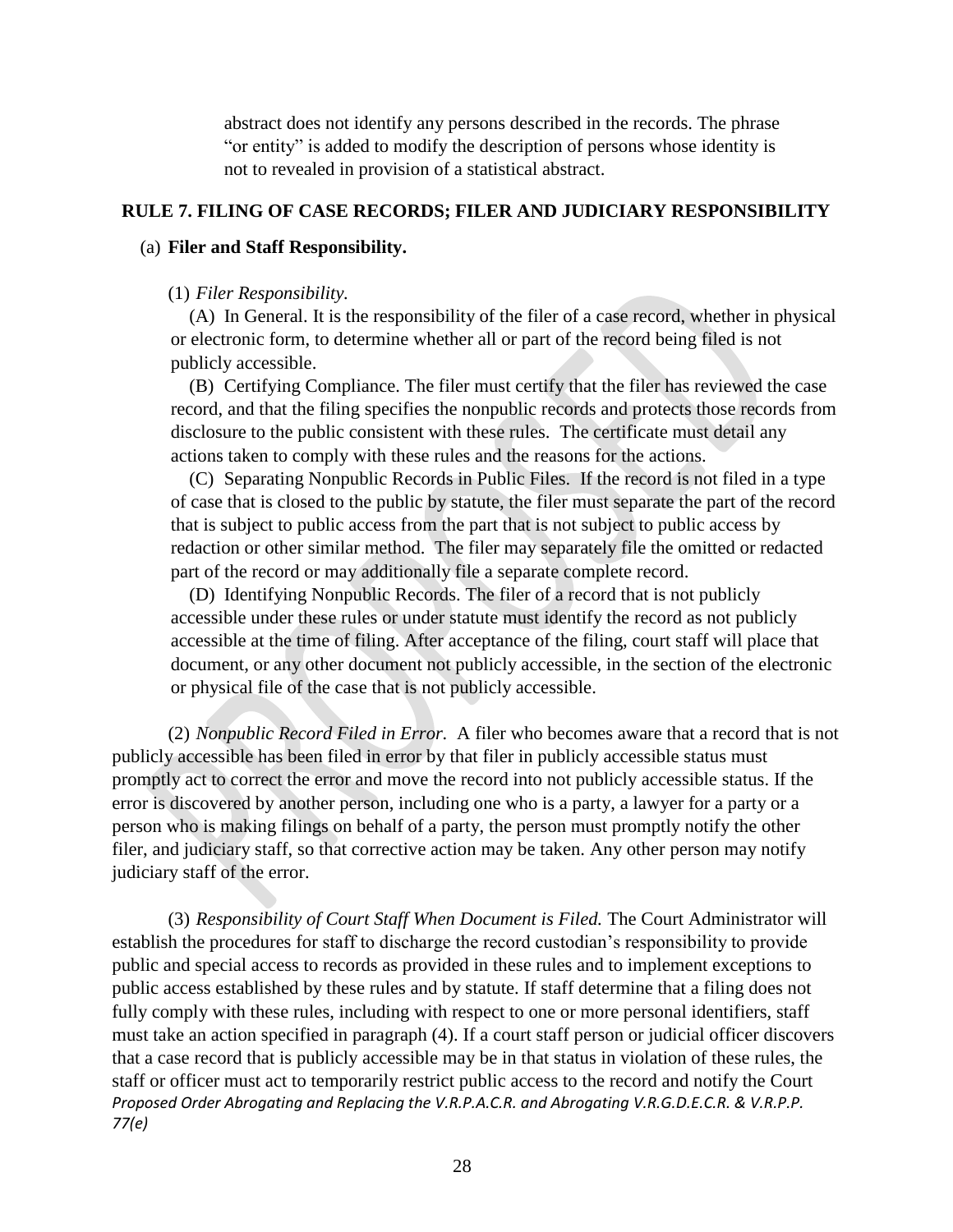abstract does not identify any persons described in the records. The phrase "or entity" is added to modify the description of persons whose identity is not to revealed in provision of a statistical abstract.

## RULE 7. FILING OF CASE RECORDS; FILER AND JUDICIARY RESPONSIBILITY

(a) **Filer and Staff Responsibility.**

(1) *Filer Responsibility.*

(A) In General. It is the responsibility of the filer of a case record, whether in physical or electronic form, to determine whether all or part of the record being filed is not publicly accessible.

(B) Certifying Compliance. The filer must certify that the filer has reviewed the case record, and that the filing specifies the nonpublic records and protects those records from disclosure to the public consistent with these rules. The certificate must detail any actions taken to comply with these rules and the reasons for the actions.

(C) Separating Nonpublic Records in Public Files. If the record is not filed in a type of case that is closed to the public by statute, the filer must separate the part of the record that is subject to public access from the part that is not subject to public access by redaction or other similar method. The filer may separately file the omitted or redacted part of the record or may additionally file a separate complete record.

(D) Identifying Nonpublic Records. The filer of a record that is not publicly accessible under these rules or under statute must identify the record as not publicly accessible at the time of filing. After acceptance of the filing, court staff will place that document, or any other document not publicly accessible, in the section of the electronic or physical file of the case that is not publicly accessible.

(2) *Nonpublic Record Filed in Error*. A filer who becomes aware that a record that is not publicly accessible has been filed in error by that filer in publicly accessible status must promptly act to correct the error and move the record into not publicly accessible status. If the error is discovered by another person, including one who is a party, a lawyer for a party or a person who is making filings on behalf of a party, the person must promptly notify the other filer, and judiciary staff, so that corrective action may be taken. Any other person may notify judiciary staff of the error.

(3) *Responsibility of Court Staff When Document is Filed.* The Court Administrator will establish the procedures for staff to discharge the record custodian's responsibility to provide public and special access to records as provided in these rules and to implement exceptions to public access established by these rules and by statute. If staff determine that a filing does not fully comply with these rules, including with respect to one or more personal identifiers, staff must take an action specified in paragraph (4). If a court staff person or judicial officer discovers that a case record that is publicly accessible may be in that status in violation of these rules, the staff or officer must act to temporarily restrict public access to the record and notify the Court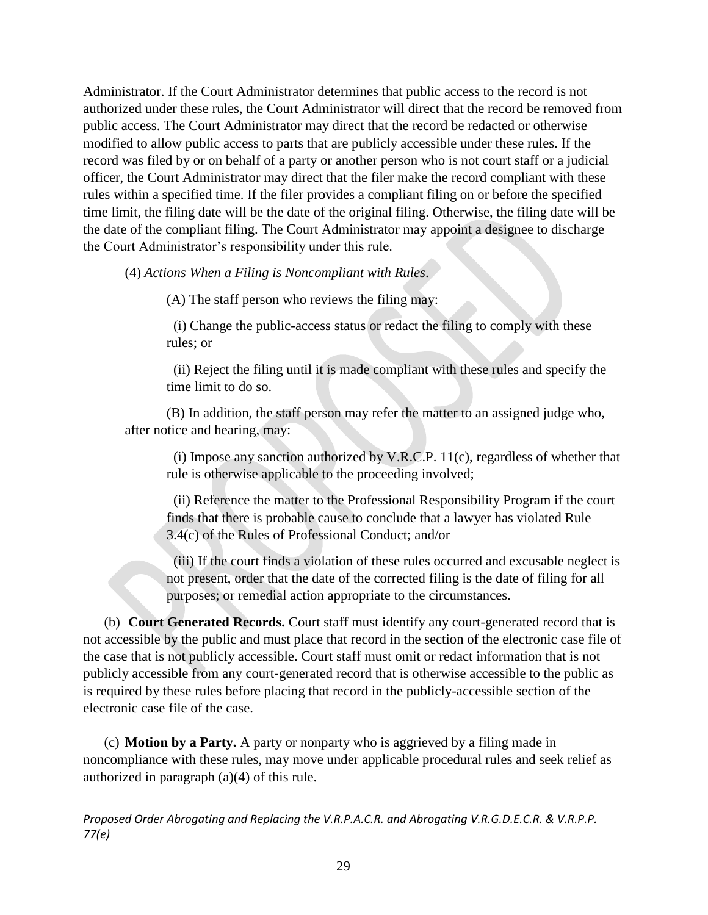Administrator. If the Court Administrator determines that public access to the record is not authorized under these rules, the Court Administrator will direct that the record be removed from public access. The Court Administrator may direct that the record be redacted or otherwise modified to allow public access to parts that are publicly accessible under these rules. If the record was filed by or on behalf of a party or another person who is not court staff or a judicial officer, the Court Administrator may direct that the filer make the record compliant with these rules within a specified time. If the filer provides a compliant filing on or before the specified time limit, the filing date will be the date of the original filing. Otherwise, the filing date will be the date of the compliant filing. The Court Administrator may appoint a designee to discharge the Court Administrator's responsibility under this rule.

(4) *Actions When a Filing is Noncompliant with Rules*.

(A) The staff person who reviews the filing may:

(i) Change the public-access status or redact the filing to comply with these rules; or

(ii) Reject the filing until it is made compliant with these rules and specify the time limit to do so.

(B) In addition, the staff person may refer the matter to an assigned judge who, after notice and hearing, may:

(i) Impose any sanction authorized by V.R.C.P. 11(c), regardless of whether that rule is otherwise applicable to the proceeding involved;

(ii) Reference the matter to the Professional Responsibility Program if the court finds that there is probable cause to conclude that a lawyer has violated Rule 3.4(c) of the Rules of Professional Conduct; and/or

(iii) If the court finds a violation of these rules occurred and excusable neglect is not present, order that the date of the corrected filing is the date of filing for all purposes; or remedial action appropriate to the circumstances.

(b) **Court Generated Records.** Court staff must identify any court-generated record that is not accessible by the public and must place that record in the section of the electronic case file of the case that is not publicly accessible. Court staff must omit or redact information that is not publicly accessible from any court-generated record that is otherwise accessible to the public as is required by these rules before placing that record in the publicly-accessible section of the electronic case file of the case.

(c) **Motion by a Party.** A party or nonparty who is aggrieved by a filing made in noncompliance with these rules, may move under applicable procedural rules and seek relief as authorized in paragraph (a)(4) of this rule.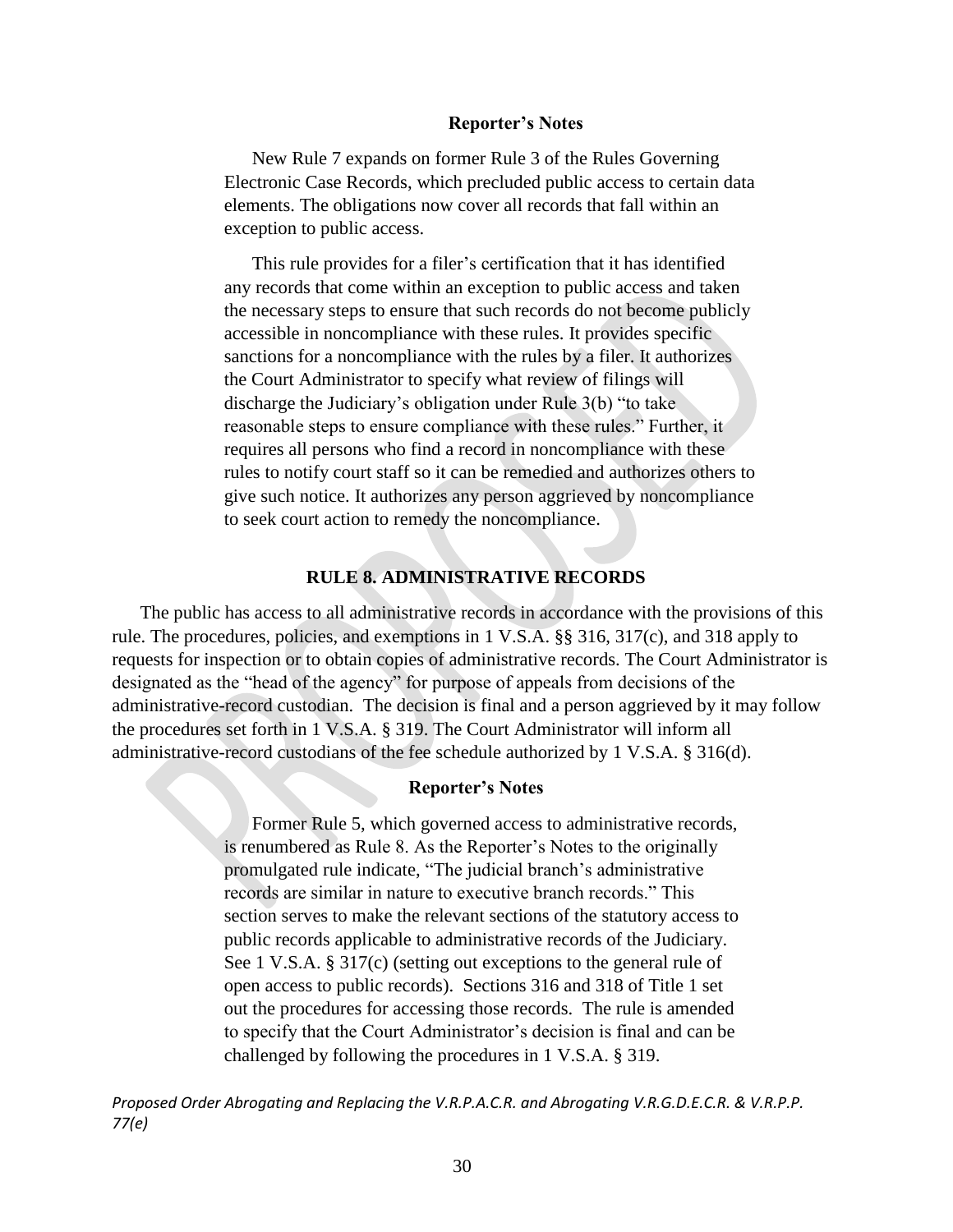**Reporter's Notes**

New Rule 7 expands on former Rule 3 of the Rules Governing Electronic Case Records, which precluded public access to certain data elements. The obligations now cover all records that fall within an exception to public access.

This rule provides for a filer's certification that it has identified any records that come within an exception to public access and taken the necessary steps to ensure that such records do not become publicly accessible in noncompliance with these rules. It provides specific sanctions for a noncompliance with the rules by a filer. It authorizes the Court Administrator to specify what review of filings will discharge the Judiciary's obligation under Rule 3(b) "to take reasonable steps to ensure compliance with these rules." Further, it requires all persons who find a record in noncompliance with these rules to notify court staff so it can be remedied and authorizes others to give such notice. It authorizes any person aggrieved by noncompliance to seek court action to remedy the noncompliance.

## RULE 8. ADMINISTRATIVE RECORDS

The public has access to all administrative records in accordance with the provisions of this rule. The procedures, policies, and exemptions in 1 V.S.A. §§ 316, 317(c), and 318 apply to requests for inspection or to obtain copies of administrative records. The Court Administrator is designated as the "head of the agency" for purpose of appeals from decisions of the administrative-record custodian. The decision is final and a person aggrieved by it may follow the procedures set forth in 1 V.S.A. § 319. The Court Administrator will inform all administrative-record custodians of the fee schedule authorized by 1 V.S.A. § 316(d).

**Reporter's Notes**

Former Rule 5, which governed access to administrative records, is renumbered as Rule 8. As the Reporter's Notes to the originally promulgated rule indicate, "The judicial branch's administrative records are similar in nature to executive branch records." This section serves to make the relevant sections of the statutory access to public records applicable to administrative records of the Judiciary. See 1 V.S.A. § 317(c) (setting out exceptions to the general rule of open access to public records). Sections 316 and 318 of Title 1 set out the procedures for accessing those records. The rule is amended to specify that the Court Administrator's decision is final and can be challenged by following the procedures in 1 V.S.A. § 319.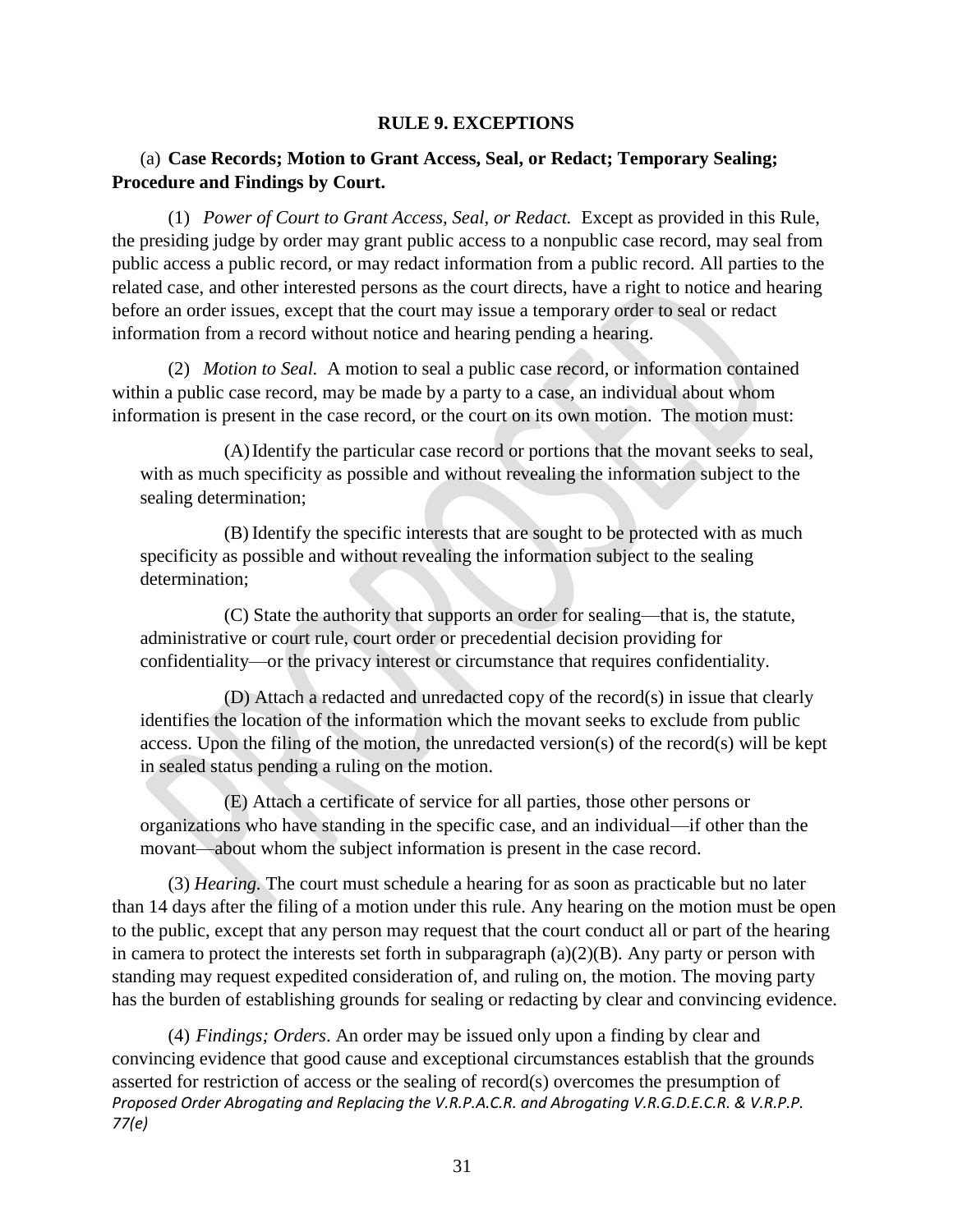## RULE 9. EXCEPTIONS

(a) **Case Records; Motion to Grant Access, Seal, or Redact; Temporary Sealing; Procedure and Findings by Court.**

(1) *Power of Court to Grant Access, Seal, or Redact.* Except as provided in this Rule, the presiding judge by order may grant public access to a nonpublic case record, may seal from public access a public record, or may redact information from a public record. All parties to the related case, and other interested persons as the court directs, have a right to notice and hearing before an order issues, except that the court may issue a temporary order to seal or redact information from a record without notice and hearing pending a hearing.

(2) *Motion to Seal.* A motion to seal a public case record, or information contained within a public case record, may be made by a party to a case, an individual about whom information is present in the case record, or the court on its own motion. The motion must:

(A) Identify the particular case record or portions that the movant seeks to seal, with as much specificity as possible and without revealing the information subject to the sealing determination;

(B) Identify the specific interests that are sought to be protected with as much specificity as possible and without revealing the information subject to the sealing determination;

(C) State the authority that supports an order for sealing—that is, the statute, administrative or court rule, court order or precedential decision providing for confidentiality—or the privacy interest or circumstance that requires confidentiality.

(D) Attach a redacted and unredacted copy of the record(s) in issue that clearly identifies the location of the information which the movant seeks to exclude from public access. Upon the filing of the motion, the unredacted version(s) of the record(s) will be kept in sealed status pending a ruling on the motion.

(E) Attach a certificate of service for all parties, those other persons or organizations who have standing in the specific case, and an individual—if other than the movant—about whom the subject information is present in the case record.

(3) *Hearing.* The court must schedule a hearing for as soon as practicable but no later than 14 days after the filing of a motion under this rule. Any hearing on the motion must be open to the public, except that any person may request that the court conduct all or part of the hearing in camera to protect the interests set forth in subparagraph (a)(2)(B). Any party or person with standing may request expedited consideration of, and ruling on, the motion. The moving party has the burden of establishing grounds for sealing or redacting by clear and convincing evidence.

(4) *Findings; Orders*. An order may be issued only upon a finding by clear and convincing evidence that good cause and exceptional circumstances establish that the grounds asserted for restriction of access or the sealing of record(s) overcomes the presumption of

*Proposed Order Abrogating and Replacing the V.R.P.A.C.R. and Abrogating V.R.G.D.E.C.R. & V.R.P.P. 77(e)*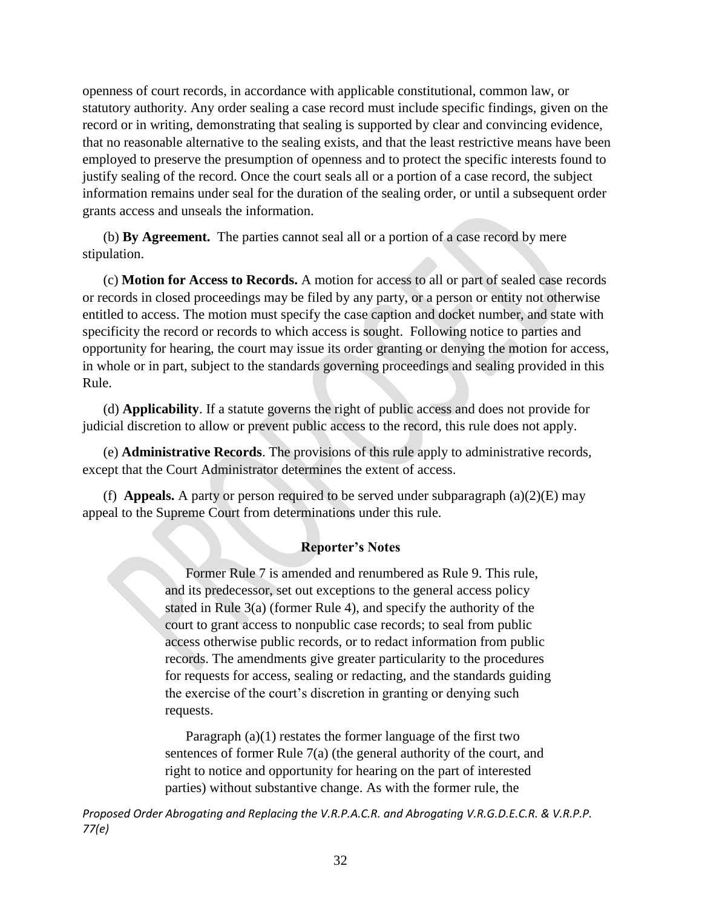openness of court records, in accordance with applicable constitutional, common law, or statutory authority. Any order sealing a case record must include specific findings, given on the record or in writing, demonstrating that sealing is supported by clear and convincing evidence, that no reasonable alternative to the sealing exists, and that the least restrictive means have been employed to preserve the presumption of openness and to protect the specific interests found to justify sealing of the record. Once the court seals all or a portion of a case record, the subject information remains under seal for the duration of the sealing order, or until a subsequent order grants access and unseals the information.

(b) **By Agreement.** The parties cannot seal all or a portion of a case record by mere stipulation.

(c) **Motion for Access to Records.** A motion for access to all or part of sealed case records or records in closed proceedings may be filed by any party, or a person or entity not otherwise entitled to access. The motion must specify the case caption and docket number, and state with specificity the record or records to which access is sought. Following notice to parties and opportunity for hearing, the court may issue its order granting or denying the motion for access, in whole or in part, subject to the standards governing proceedings and sealing provided in this Rule.

(d) **Applicability**. If a statute governs the right of public access and does not provide for judicial discretion to allow or prevent public access to the record, this rule does not apply.

(e) **Administrative Records**. The provisions of this rule apply to administrative records, except that the Court Administrator determines the extent of access.

(f) **Appeals.** A party or person required to be served under subparagraph (a)(2)(E) may appeal to the Supreme Court from determinations under this rule.

**Reporter's Notes**

Former Rule 7 is amended and renumbered as Rule 9. This rule, and its predecessor, set out exceptions to the general access policy stated in Rule 3(a) (former Rule 4), and specify the authority of the court to grant access to nonpublic case records; to seal from public access otherwise public records, or to redact information from public records. The amendments give greater particularity to the procedures for requests for access, sealing or redacting, and the standards guiding the exercise of the court's discretion in granting or denying such requests.

Paragraph (a)(1) restates the former language of the first two sentences of former Rule 7(a) (the general authority of the court, and right to notice and opportunity for hearing on the part of interested parties) without substantive change. As with the former rule, the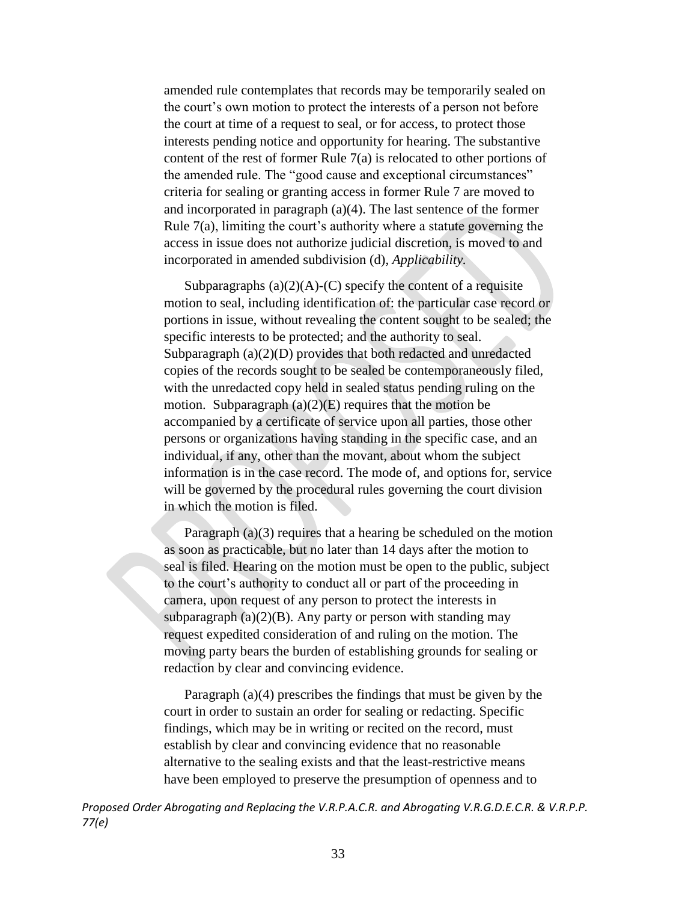amended rule contemplates that records may be temporarily sealed on the court's own motion to protect the interests of a person not before the court at time of a request to seal, or for access, to protect those interests pending notice and opportunity for hearing. The substantive content of the rest of former Rule 7(a) is relocated to other portions of the amended rule. The "good cause and exceptional circumstances" criteria for sealing or granting access in former Rule 7 are moved to and incorporated in paragraph (a)(4). The last sentence of the former Rule 7(a), limiting the court's authority where a statute governing the access in issue does not authorize judicial discretion, is moved to and incorporated in amended subdivision (d), *Applicability*.

Subparagraphs (a)(2)(A)-(C) specify the content of a requisite motion to seal, including identification of: the particular case record or portions in issue, without revealing the content sought to be sealed; the specific interests to be protected; and the authority to seal. Subparagraph (a)(2)(D) provides that both redacted and unredacted copies of the records sought to be sealed be contemporaneously filed, with the unredacted copy held in sealed status pending ruling on the motion. Subparagraph (a)(2)(E) requires that the motion be accompanied by a certificate of service upon all parties, those other persons or organizations having standing in the specific case, and an individual, if any, other than the movant, about whom the subject information is in the case record. The mode of, and options for, service will be governed by the procedural rules governing the court division in which the motion is filed.

Paragraph (a)(3) requires that a hearing be scheduled on the motion as soon as practicable, but no later than 14 days after the motion to seal is filed. Hearing on the motion must be open to the public, subject to the court's authority to conduct all or part of the proceeding in camera, upon request of any person to protect the interests in subparagraph (a)(2)(B). Any party or person with standing may request expedited consideration of and ruling on the motion. The moving party bears the burden of establishing grounds for sealing or redaction by clear and convincing evidence.

Paragraph (a)(4) prescribes the findings that must be given by the court in order to sustain an order for sealing or redacting. Specific findings, which may be in writing or recited on the record, must establish by clear and convincing evidence that no reasonable alternative to the sealing exists and that the least-restrictive means have been employed to preserve the presumption of openness and to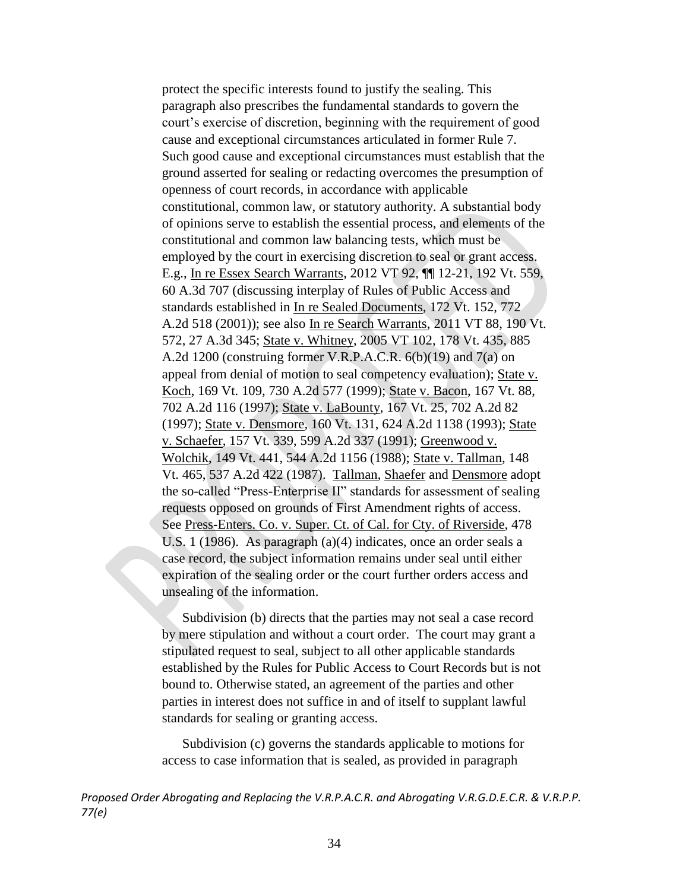protect the specific interests found to justify the sealing. This paragraph also prescribes the fundamental standards to govern the court's exercise of discretion, beginning with the requirement of good cause and exceptional circumstances articulated in former Rule 7. Such good cause and exceptional circumstances must establish that the ground asserted for sealing or redacting overcomes the presumption of openness of court records, in accordance with applicable constitutional, common law, or statutory authority. A substantial body of opinions serve to establish the essential process, and elements of the constitutional and common law balancing tests, which must be employed by the court in exercising discretion to seal or grant access. E.g., In re Essex Search Warrants, 2012 VT 92, ¶¶ 12-21, 192 Vt. 559, 60 A.3d 707 (discussing interplay of Rules of Public Access and standards established in In re Sealed Documents, 172 Vt. 152, 772 A.2d 518 (2001)); see also In re Search Warrants, 2011 VT 88, 190 Vt. 572, 27 A.3d 345; State v. Whitney, 2005 VT 102, 178 Vt. 435, 885 A.2d 1200 (construing former V.R.P.A.C.R. 6(b)(19) and 7(a) on appeal from denial of motion to seal competency evaluation); State v. Koch, 169 Vt. 109, 730 A.2d 577 (1999); State v. Bacon, 167 Vt. 88, 702 A.2d 116 (1997); State v. LaBounty, 167 Vt. 25, 702 A.2d 82 (1997); State v. Densmore, 160 Vt. 131, 624 A.2d 1138 (1993); State v. Schaefer, 157 Vt. 339, 599 A.2d 337 (1991); Greenwood v. Wolchik, 149 Vt. 441, 544 A.2d 1156 (1988); State v. Tallman, 148 Vt. 465, 537 A.2d 422 (1987). Tallman, Shaefer and Densmore adopt the so-called "Press-Enterprise II" standards for assessment of sealing requests opposed on grounds of First Amendment rights of access. See Press-Enters. Co. v. Super. Ct. of Cal. for Cty. of Riverside, 478 U.S. 1 (1986). As paragraph (a)(4) indicates, once an order seals a case record, the subject information remains under seal until either expiration of the sealing order or the court further orders access and unsealing of the information.

Subdivision (b) directs that the parties may not seal a case record by mere stipulation and without a court order. The court may grant a stipulated request to seal, subject to all other applicable standards established by the Rules for Public Access to Court Records but is not bound to. Otherwise stated, an agreement of the parties and other parties in interest does not suffice in and of itself to supplant lawful standards for sealing or granting access.

Subdivision (c) governs the standards applicable to motions for access to case information that is sealed, as provided in paragraph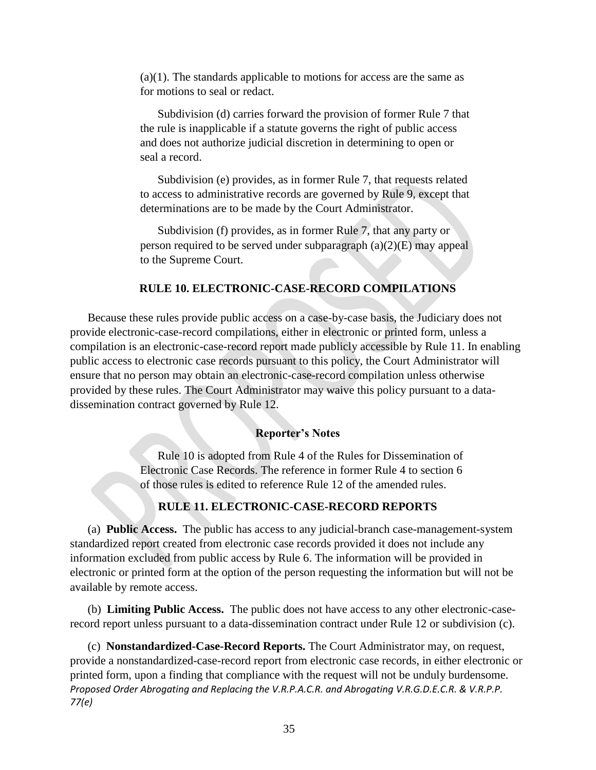(a)(1). The standards applicable to motions for access are the same as for motions to seal or redact.

Subdivision (d) carries forward the provision of former Rule 7 that the rule is inapplicable if a statute governs the right of public access and does not authorize judicial discretion in determining to open or seal a record.

Subdivision (e) provides, as in former Rule 7, that requests related to access to administrative records are governed by Rule 9, except that determinations are to be made by the Court Administrator.

Subdivision (f) provides, as in former Rule 7, that any party or person required to be served under subparagraph (a)(2)(E) may appeal to the Supreme Court.

## RULE 10. ELECTRONIC-CASE-RECORD COMPILATIONS

Because these rules provide public access on a case-by-case basis, the Judiciary does not provide electronic-case-record compilations, either in electronic or printed form, unless a compilation is an electronic-case-record report made publicly accessible by Rule 11. In enabling public access to electronic case records pursuant to this policy, the Court Administrator will ensure that no person may obtain an electronic-case-record compilation unless otherwise provided by these rules. The Court Administrator may waive this policy pursuant to a data-dissemination contract governed by Rule 12.

### Reporter's Notes

Rule 10 is adopted from Rule 4 of the Rules for Dissemination of Electronic Case Records. The reference in former Rule 4 to section 6 of those rules is edited to reference Rule 12 of the amended rules.

## RULE 11. ELECTRONIC-CASE-RECORD REPORTS

(a) **Public Access.** The public has access to any judicial-branch case-management-system standardized report created from electronic case records provided it does not include any information excluded from public access by Rule 6. The information will be provided in electronic or printed form at the option of the person requesting the information but will not be available by remote access.

(b) **Limiting Public Access.** The public does not have access to any other electronic-case-record report unless pursuant to a data-dissemination contract under Rule 12 or subdivision (c).

(c) **Nonstandardized-Case-Record Reports.** The Court Administrator may, on request, provide a nonstandardized-case-record report from electronic case records, in either electronic or printed form, upon a finding that compliance with the request will not be unduly burdensome.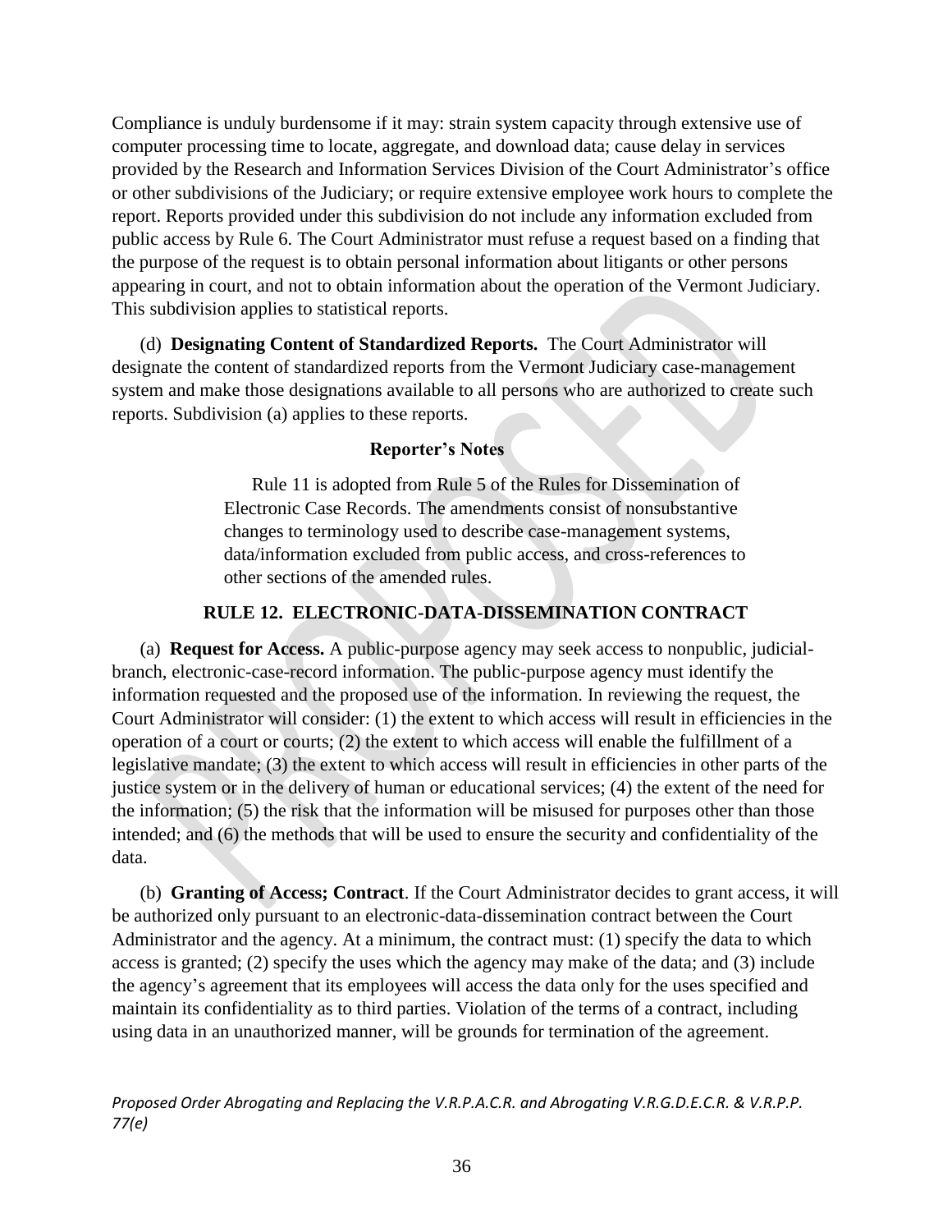Compliance is unduly burdensome if it may: strain system capacity through extensive use of computer processing time to locate, aggregate, and download data; cause delay in services provided by the Research and Information Services Division of the Court Administrator's office or other subdivisions of the Judiciary; or require extensive employee work hours to complete the report. Reports provided under this subdivision do not include any information excluded from public access by Rule 6. The Court Administrator must refuse a request based on a finding that the purpose of the request is to obtain personal information about litigants or other persons appearing in court, and not to obtain information about the operation of the Vermont Judiciary. This subdivision applies to statistical reports.

(d) **Designating Content of Standardized Reports.** The Court Administrator will designate the content of standardized reports from the Vermont Judiciary case-management system and make those designations available to all persons who are authorized to create such reports. Subdivision (a) applies to these reports.

**Reporter's Notes**

> Rule 11 is adopted from Rule 5 of the Rules for Dissemination of Electronic Case Records. The amendments consist of nonsubstantive changes to terminology used to describe case-management systems, data/information excluded from public access, and cross-references to other sections of the amended rules.

**RULE 12. ELECTRONIC-DATA-DISSEMINATION CONTRACT**

(a) **Request for Access.** A public-purpose agency may seek access to nonpublic, judicial-branch, electronic-case-record information. The public-purpose agency must identify the information requested and the proposed use of the information. In reviewing the request, the Court Administrator will consider: (1) the extent to which access will result in efficiencies in the operation of a court or courts; (2) the extent to which access will enable the fulfillment of a legislative mandate; (3) the extent to which access will result in efficiencies in other parts of the justice system or in the delivery of human or educational services; (4) the extent of the need for the information; (5) the risk that the information will be misused for purposes other than those intended; and (6) the methods that will be used to ensure the security and confidentiality of the data.

(b) **Granting of Access; Contract**. If the Court Administrator decides to grant access, it will be authorized only pursuant to an electronic-data-dissemination contract between the Court Administrator and the agency. At a minimum, the contract must: (1) specify the data to which access is granted; (2) specify the uses which the agency may make of the data; and (3) include the agency's agreement that its employees will access the data only for the uses specified and maintain its confidentiality as to third parties. Violation of the terms of a contract, including using data in an unauthorized manner, will be grounds for termination of the agreement.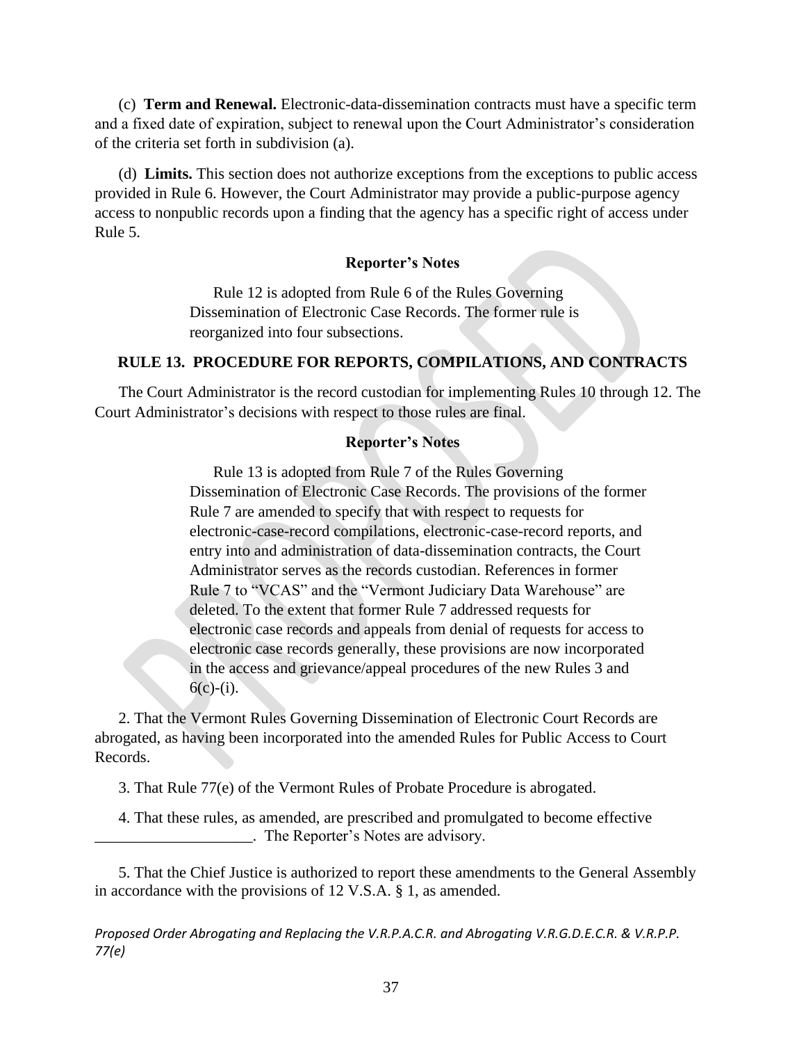(c) **Term and Renewal.** Electronic-data-dissemination contracts must have a specific term and a fixed date of expiration, subject to renewal upon the Court Administrator's consideration of the criteria set forth in subdivision (a).

(d) **Limits.** This section does not authorize exceptions from the exceptions to public access provided in Rule 6. However, the Court Administrator may provide a public-purpose agency access to nonpublic records upon a finding that the agency has a specific right of access under Rule 5.

**Reporter's Notes**

> Rule 12 is adopted from Rule 6 of the Rules Governing Dissemination of Electronic Case Records. The former rule is reorganized into four subsections.

**RULE 13. PROCEDURE FOR REPORTS, COMPILATIONS, AND CONTRACTS**

The Court Administrator is the record custodian for implementing Rules 10 through 12. The Court Administrator's decisions with respect to those rules are final.

**Reporter's Notes**

> Rule 13 is adopted from Rule 7 of the Rules Governing Dissemination of Electronic Case Records. The provisions of the former Rule 7 are amended to specify that with respect to requests for electronic-case-record compilations, electronic-case-record reports, and entry into and administration of data-dissemination contracts, the Court Administrator serves as the records custodian. References in former Rule 7 to "VCAS" and the "Vermont Judiciary Data Warehouse" are deleted. To the extent that former Rule 7 addressed requests for electronic case records and appeals from denial of requests for access to electronic case records generally, these provisions are now incorporated in the access and grievance/appeal procedures of the new Rules 3 and 6(c)-(i).

2. That the Vermont Rules Governing Dissemination of Electronic Court Records are abrogated, as having been incorporated into the amended Rules for Public Access to Court Records.

3. That Rule 77(e) of the Vermont Rules of Probate Procedure is abrogated.

4. That these rules, as amended, are prescribed and promulgated to become effective ____________________. The Reporter's Notes are advisory.

5. That the Chief Justice is authorized to report these amendments to the General Assembly in accordance with the provisions of 12 V.S.A. § 1, as amended.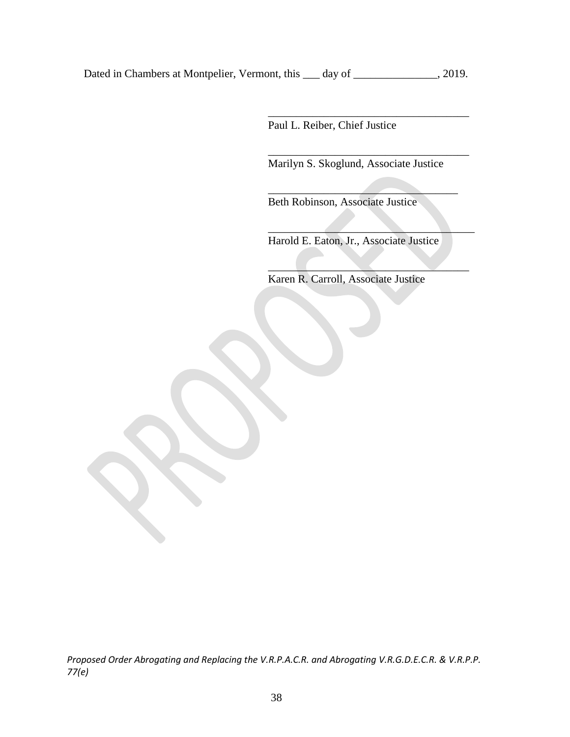Dated in Chambers at Montpelier, Vermont, this ___ day of _______________, 2019.

_____________________________________
Paul L. Reiber, Chief Justice

_____________________________________
Marilyn S. Skoglund, Associate Justice

___________________________________
Beth Robinson, Associate Justice

______________________________________
Harold E. Eaton, Jr., Associate Justice

_____________________________________
Karen R. Carroll, Associate Justice